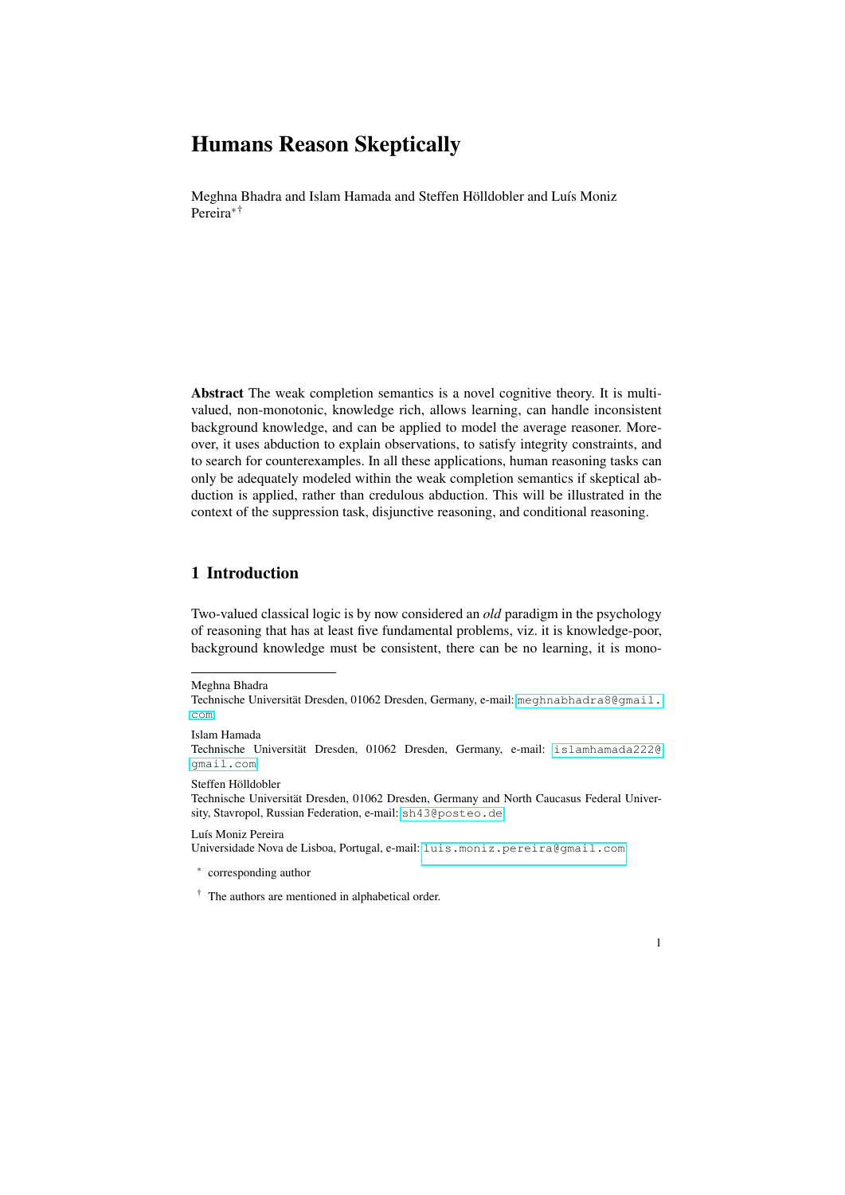# Humans Reason Skeptically

Meghna Bhadra and Islam Hamada and Steffen Hölldobler and Luís Moniz Pereira[*][†]

**Abstract** The weak completion semantics is a novel cognitive theory. It is multi-valued, non-monotonic, knowledge rich, allows learning, can handle inconsistent background knowledge, and can be applied to model the average reasoner. Moreover, it uses abduction to explain observations, to satisfy integrity constraints, and to search for counterexamples. In all these applications, human reasoning tasks can only be adequately modeled within the weak completion semantics if skeptical abduction is applied, rather than credulous abduction. This will be illustrated in the context of the suppression task, disjunctive reasoning, and conditional reasoning.

## 1 Introduction

Two-valued classical logic is by now considered an *old* paradigm in the psychology of reasoning that has at least five fundamental problems, viz. it is knowledge-poor, background knowledge must be consistent, there can be no learning, it is mono-

---

Meghna Bhadra
Technische Universität Dresden, 01062 Dresden, Germany, e-mail: meghnabhadra8@gmail.com

Islam Hamada
Technische Universität Dresden, 01062 Dresden, Germany, e-mail: islamhamada222@gmail.com

Steffen Hölldobler
Technische Universität Dresden, 01062 Dresden, Germany and North Caucasus Federal University, Stavropol, Russian Federation, e-mail: sh43@posteo.de

Luís Moniz Pereira
Universidade Nova de Lisboa, Portugal, e-mail: luis.moniz.pereira@gmail.com

[*] corresponding author

[†] The authors are mentioned in alphabetical order.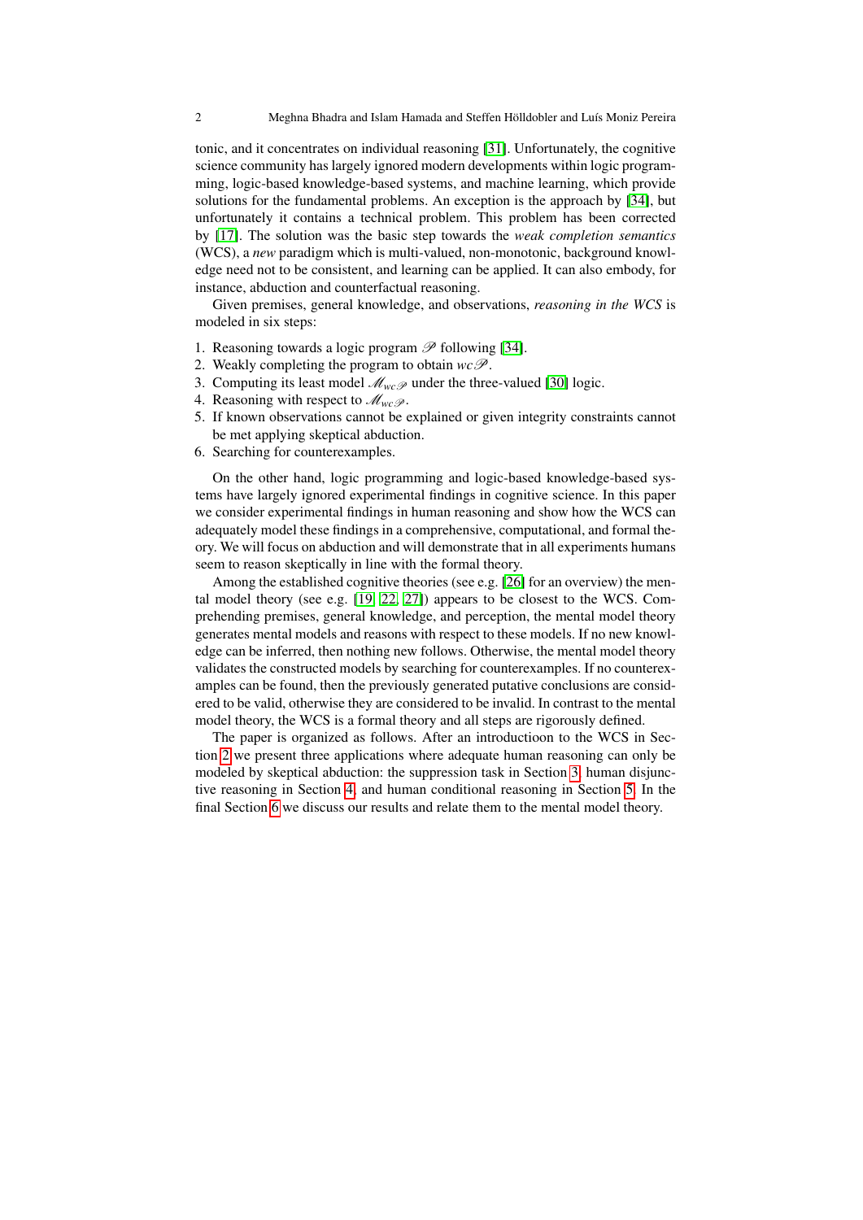tonic, and it concentrates on individual reasoning [31]. Unfortunately, the cognitive science community has largely ignored modern developments within logic programming, logic-based knowledge-based systems, and machine learning, which provide solutions for the fundamental problems. An exception is the approach by [34], but unfortunately it contains a technical problem. This problem has been corrected by [17]. The solution was the basic step towards the *weak completion semantics* (WCS), a *new* paradigm which is multi-valued, non-monotonic, background knowledge need not to be consistent, and learning can be applied. It can also embody, for instance, abduction and counterfactual reasoning.

Given premises, general knowledge, and observations, *reasoning in the WCS* is modeled in six steps:

1. Reasoning towards a logic program $\mathscr{P}$ following [34].
2. Weakly completing the program to obtain $wc\mathscr{P}$.
3. Computing its least model $\mathscr{M}_{wc\mathscr{P}}$ under the three-valued [30] logic.
4. Reasoning with respect to $\mathscr{M}_{wc\mathscr{P}}$.
5. If known observations cannot be explained or given integrity constraints cannot be met applying skeptical abduction.
6. Searching for counterexamples.

On the other hand, logic programming and logic-based knowledge-based systems have largely ignored experimental findings in cognitive science. In this paper we consider experimental findings in human reasoning and show how the WCS can adequately model these findings in a comprehensive, computational, and formal theory. We will focus on abduction and will demonstrate that in all experiments humans seem to reason skeptically in line with the formal theory.

Among the established cognitive theories (see e.g. [26] for an overview) the mental model theory (see e.g. [19, 22, 27]) appears to be closest to the WCS. Comprehending premises, general knowledge, and perception, the mental model theory generates mental models and reasons with respect to these models. If no new knowledge can be inferred, then nothing new follows. Otherwise, the mental model theory validates the constructed models by searching for counterexamples. If no counterexamples can be found, then the previously generated putative conclusions are considered to be valid, otherwise they are considered to be invalid. In contrast to the mental model theory, the WCS is a formal theory and all steps are rigorously defined.

The paper is organized as follows. After an introductioon to the WCS in Section 2 we present three applications where adequate human reasoning can only be modeled by skeptical abduction: the suppression task in Section 3, human disjunctive reasoning in Section 4, and human conditional reasoning in Section 5. In the final Section 6 we discuss our results and relate them to the mental model theory.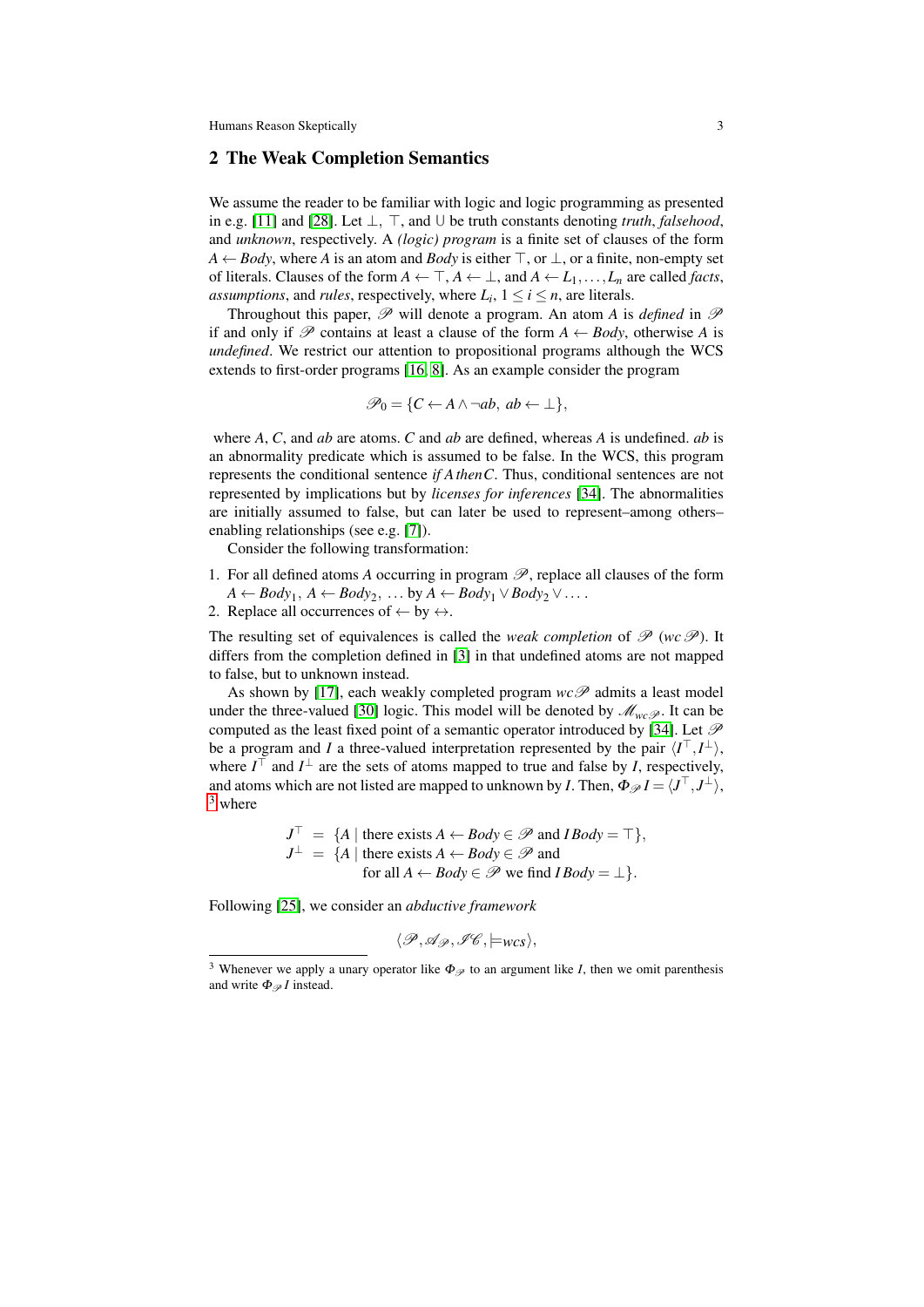## 2 The Weak Completion Semantics

We assume the reader to be familiar with logic and logic programming as presented in e.g. [11] and [28]. Let $\bot$, $\top$, and $\cup$ be truth constants denoting *truth*, *falsehood*, and *unknown*, respectively. A *(logic) program* is a finite set of clauses of the form $A \leftarrow Body$, where $A$ is an atom and $Body$ is either $\top$, or $\bot$, or a finite, non-empty set of literals. Clauses of the form $A \leftarrow \top$, $A \leftarrow \bot$, and $A \leftarrow L_1, \ldots, L_n$ are called *facts*, *assumptions*, and *rules*, respectively, where $L_i$, $1 \leq i \leq n$, are literals.

Throughout this paper, $\mathscr{P}$ will denote a program. An atom $A$ is *defined* in $\mathscr{P}$ if and only if $\mathscr{P}$ contains at least a clause of the form $A \leftarrow Body$, otherwise $A$ is *undefined*. We restrict our attention to propositional programs although the WCS extends to first-order programs [16, 8]. As an example consider the program

$$\mathscr{P}_0 = \{C \leftarrow A \wedge \neg ab,\ ab \leftarrow \bot\},$$

where $A$, $C$, and $ab$ are atoms. $C$ and $ab$ are defined, whereas $A$ is undefined. $ab$ is an abnormality predicate which is assumed to be false. In the WCS, this program represents the conditional sentence *if A then C*. Thus, conditional sentences are not represented by implications but by *licenses for inferences* [34]. The abnormalities are initially assumed to false, but can later be used to represent–among others–enabling relationships (see e.g. [7]).

Consider the following transformation:

1. For all defined atoms $A$ occurring in program $\mathscr{P}$, replace all clauses of the form $A \leftarrow Body_1$, $A \leftarrow Body_2$, $\ldots$ by $A \leftarrow Body_1 \vee Body_2 \vee \ldots$ .
2. Replace all occurrences of $\leftarrow$ by $\leftrightarrow$.

The resulting set of equivalences is called the *weak completion* of $\mathscr{P}$ ($wc\,\mathscr{P}$). It differs from the completion defined in [3] in that undefined atoms are not mapped to false, but to unknown instead.

As shown by [17], each weakly completed program $wc\mathscr{P}$ admits a least model under the three-valued [30] logic. This model will be denoted by $\mathscr{M}_{wc\mathscr{P}}$. It can be computed as the least fixed point of a semantic operator introduced by [34]. Let $\mathscr{P}$ be a program and $I$ a three-valued interpretation represented by the pair $\langle I^\top, I^\bot \rangle$, where $I^\top$ and $I^\bot$ are the sets of atoms mapped to true and false by $I$, respectively, and atoms which are not listed are mapped to unknown by $I$. Then, $\Phi_{\mathscr{P}}\, I = \langle J^\top, J^\bot \rangle$, [3] where

$$
\begin{aligned}
J^\top &= \{A \mid \text{there exists } A \leftarrow Body \in \mathscr{P} \text{ and } I\,Body = \top\},\\
J^\bot &= \{A \mid \text{there exists } A \leftarrow Body \in \mathscr{P} \text{ and}\\
&\qquad \text{for all } A \leftarrow Body \in \mathscr{P} \text{ we find } I\,Body = \bot\}.
\end{aligned}
$$

Following [25], we consider an *abductive framework*

$$\langle \mathscr{P}, \mathscr{A}_{\mathscr{P}}, \mathscr{IC}, \models_{wcs} \rangle,$$

[3] Whenever we apply a unary operator like $\Phi_{\mathscr{P}}$ to an argument like $I$, then we omit parenthesis and write $\Phi_{\mathscr{P}}\, I$ instead.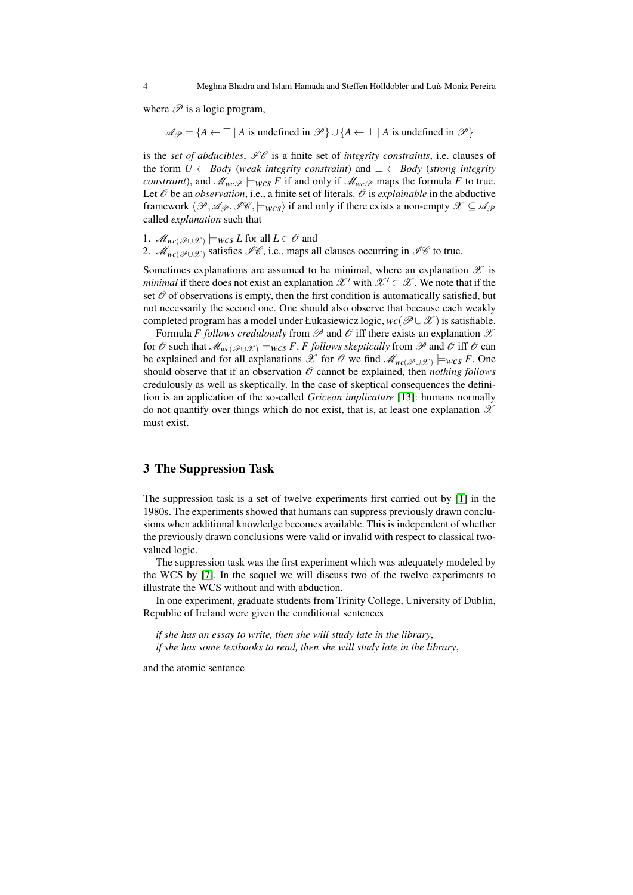where $\mathcal{P}$ is a logic program,

$$\mathcal{A}_{\mathcal{P}} = \{A \leftarrow \top \mid A \text{ is undefined in } \mathcal{P}\} \cup \{A \leftarrow \bot \mid A \text{ is undefined in } \mathcal{P}\}$$

is the *set of abducibles*, $\mathcal{IC}$ is a finite set of *integrity constraints*, i.e. clauses of the form $U \leftarrow Body$ (*weak integrity constraint*) and $\bot \leftarrow Body$ (*strong integrity constraint*), and $\mathcal{M}_{wc\mathcal{P}} \models_{wcs} F$ if and only if $\mathcal{M}_{wc\mathcal{P}}$ maps the formula $F$ to true. Let $\mathcal{O}$ be an *observation*, i.e., a finite set of literals. $\mathcal{O}$ is *explainable* in the abductive framework $\langle \mathcal{P}, \mathcal{A}_{\mathcal{P}}, \mathcal{IC}, \models_{wcs} \rangle$ if and only if there exists a non-empty $\mathcal{X} \subseteq \mathcal{A}_{\mathcal{P}}$ called *explanation* such that

1. $\mathcal{M}_{wc(\mathcal{P} \cup \mathcal{X})} \models_{wcs} L$ for all $L \in \mathcal{O}$ and
2. $\mathcal{M}_{wc(\mathcal{P} \cup \mathcal{X})}$ satisfies $\mathcal{IC}$, i.e., maps all clauses occurring in $\mathcal{IC}$ to true.

Sometimes explanations are assumed to be minimal, where an explanation $\mathcal{X}$ is *minimal* if there does not exist an explanation $\mathcal{X}'$ with $\mathcal{X}' \subset \mathcal{X}$. We note that if the set $\mathcal{O}$ of observations is empty, then the first condition is automatically satisfied, but not necessarily the second one. One should also observe that because each weakly completed program has a model under Łukasiewicz logic, $wc(\mathcal{P} \cup \mathcal{X})$ is satisfiable.

Formula $F$ *follows credulously* from $\mathcal{P}$ and $\mathcal{O}$ iff there exists an explanation $\mathcal{X}$ for $\mathcal{O}$ such that $\mathcal{M}_{wc(\mathcal{P} \cup \mathcal{X})} \models_{wcs} F$. $F$ *follows skeptically* from $\mathcal{P}$ and $\mathcal{O}$ iff $\mathcal{O}$ can be explained and for all explanations $\mathcal{X}$ for $\mathcal{O}$ we find $\mathcal{M}_{wc(\mathcal{P} \cup \mathcal{X})} \models_{wcs} F$. One should observe that if an observation $\mathcal{O}$ cannot be explained, then *nothing follows* credulously as well as skeptically. In the case of skeptical consequences the definition is an application of the so-called *Gricean implicature* [13]: humans normally do not quantify over things which do not exist, that is, at least one explanation $\mathcal{X}$ must exist.

## 3 The Suppression Task

The suppression task is a set of twelve experiments first carried out by [1] in the 1980s. The experiments showed that humans can suppress previously drawn conclusions when additional knowledge becomes available. This is independent of whether the previously drawn conclusions were valid or invalid with respect to classical two-valued logic.

The suppression task was the first experiment which was adequately modeled by the WCS by [7]. In the sequel we will discuss two of the twelve experiments to illustrate the WCS without and with abduction.

In one experiment, graduate students from Trinity College, University of Dublin, Republic of Ireland were given the conditional sentences

*if she has an essay to write, then she will study late in the library*,
*if she has some textbooks to read, then she will study late in the library*,

and the atomic sentence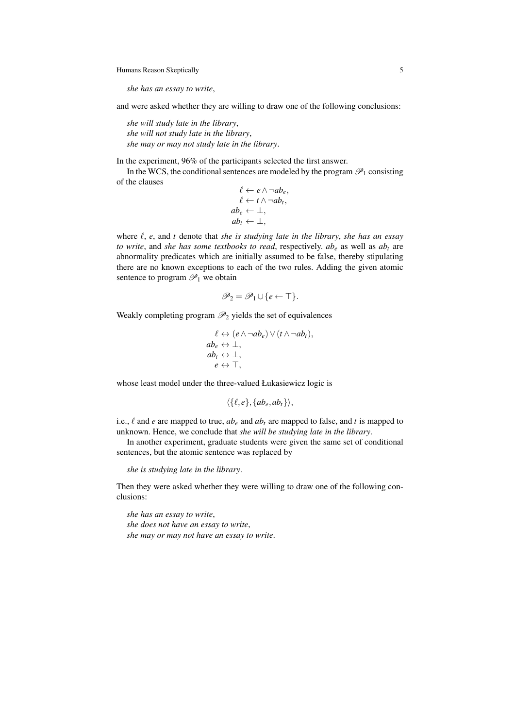*she has an essay to write*,

and were asked whether they are willing to draw one of the following conclusions:

*she will study late in the library*,
*she will not study late in the library*,
*she may or may not study late in the library*.

In the experiment, 96% of the participants selected the first answer.

In the WCS, the conditional sentences are modeled by the program $\mathscr{P}_1$ consisting of the clauses

$$
\begin{aligned}
\ell &\leftarrow e \wedge \neg ab_e, \\
\ell &\leftarrow t \wedge \neg ab_t, \\
ab_e &\leftarrow \bot, \\
ab_t &\leftarrow \bot,
\end{aligned}
$$

where $\ell$, $e$, and $t$ denote that *she is studying late in the library*, *she has an essay to write*, and *she has some textbooks to read*, respectively. $ab_e$ as well as $ab_t$ are abnormality predicates which are initially assumed to be false, thereby stipulating there are no known exceptions to each of the two rules. Adding the given atomic sentence to program $\mathscr{P}_1$ we obtain

$$\mathscr{P}_2 = \mathscr{P}_1 \cup \{e \leftarrow \top\}.$$

Weakly completing program $\mathscr{P}_2$ yields the set of equivalences

$$
\begin{aligned}
\ell &\leftrightarrow (e \wedge \neg ab_e) \vee (t \wedge \neg ab_t), \\
ab_e &\leftrightarrow \bot, \\
ab_t &\leftrightarrow \bot, \\
e &\leftrightarrow \top,
\end{aligned}
$$

whose least model under the three-valued Łukasiewicz logic is

$$\langle \{\ell, e\}, \{ab_e, ab_t\} \rangle,$$

i.e., $\ell$ and $e$ are mapped to true, $ab_e$ and $ab_t$ are mapped to false, and $t$ is mapped to unknown. Hence, we conclude that *she will be studying late in the library*.

In another experiment, graduate students were given the same set of conditional sentences, but the atomic sentence was replaced by

*she is studying late in the library*.

Then they were asked whether they were willing to draw one of the following conclusions:

*she has an essay to write*,
*she does not have an essay to write*,
*she may or may not have an essay to write*.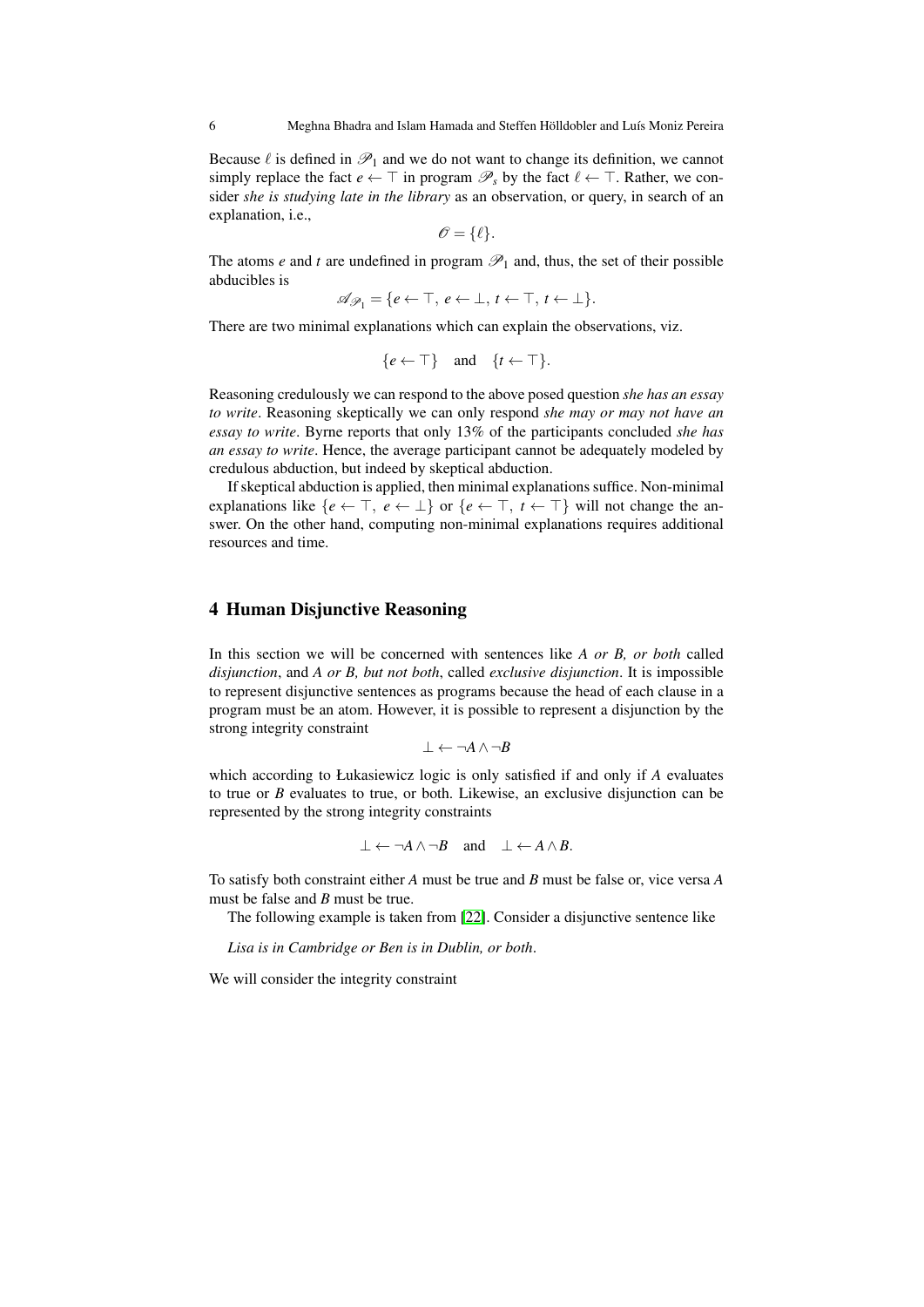Because $\ell$ is defined in $\mathscr{P}_1$ and we do not want to change its definition, we cannot simply replace the fact $e \leftarrow \top$ in program $\mathscr{P}_s$ by the fact $\ell \leftarrow \top$. Rather, we consider *she is studying late in the library* as an observation, or query, in search of an explanation, i.e.,

$$\mathscr{O} = \{\ell\}.$$

The atoms $e$ and $t$ are undefined in program $\mathscr{P}_1$ and, thus, the set of their possible abducibles is

$$\mathscr{A}_{\mathscr{P}_1} = \{e \leftarrow \top,\ e \leftarrow \bot,\ t \leftarrow \top,\ t \leftarrow \bot\}.$$

There are two minimal explanations which can explain the observations, viz.

$$\{e \leftarrow \top\} \quad \text{and} \quad \{t \leftarrow \top\}.$$

Reasoning credulously we can respond to the above posed question *she has an essay to write*. Reasoning skeptically we can only respond *she may or may not have an essay to write*. Byrne reports that only 13% of the participants concluded *she has an essay to write*. Hence, the average participant cannot be adequately modeled by credulous abduction, but indeed by skeptical abduction.

If skeptical abduction is applied, then minimal explanations suffice. Non-minimal explanations like $\{e \leftarrow \top,\ e \leftarrow \bot\}$ or $\{e \leftarrow \top,\ t \leftarrow \top\}$ will not change the answer. On the other hand, computing non-minimal explanations requires additional resources and time.

## 4 Human Disjunctive Reasoning

In this section we will be concerned with sentences like *A or B, or both* called *disjunction*, and *A or B, but not both*, called *exclusive disjunction*. It is impossible to represent disjunctive sentences as programs because the head of each clause in a program must be an atom. However, it is possible to represent a disjunction by the strong integrity constraint

$$\bot \leftarrow \neg A \wedge \neg B$$

which according to Łukasiewicz logic is only satisfied if and only if $A$ evaluates to true or $B$ evaluates to true, or both. Likewise, an exclusive disjunction can be represented by the strong integrity constraints

$$\bot \leftarrow \neg A \wedge \neg B \quad \text{and} \quad \bot \leftarrow A \wedge B.$$

To satisfy both constraint either $A$ must be true and $B$ must be false or, vice versa $A$ must be false and $B$ must be true.

The following example is taken from [22]. Consider a disjunctive sentence like

*Lisa is in Cambridge or Ben is in Dublin, or both*.

We will consider the integrity constraint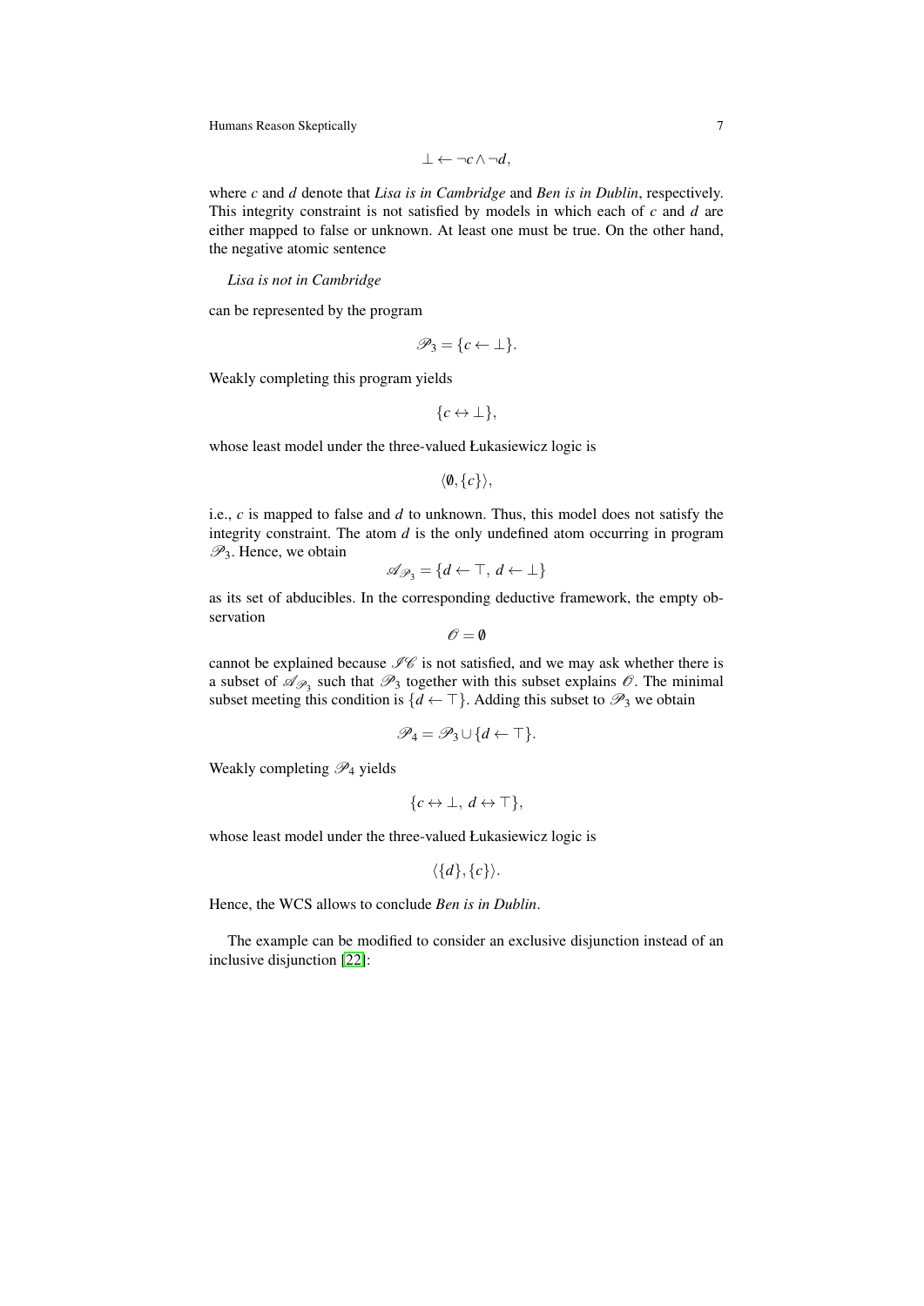$$\bot \leftarrow \neg c \wedge \neg d,$$

where $c$ and $d$ denote that *Lisa is in Cambridge* and *Ben is in Dublin*, respectively. This integrity constraint is not satisfied by models in which each of $c$ and $d$ are either mapped to false or unknown. At least one must be true. On the other hand, the negative atomic sentence

*Lisa is not in Cambridge*

can be represented by the program

$$\mathscr{P}_3 = \{c \leftarrow \bot\}.$$

Weakly completing this program yields

$$\{c \leftrightarrow \bot\},$$

whose least model under the three-valued Łukasiewicz logic is

$$\langle \emptyset, \{c\} \rangle,$$

i.e., $c$ is mapped to false and $d$ to unknown. Thus, this model does not satisfy the integrity constraint. The atom $d$ is the only undefined atom occurring in program $\mathscr{P}_3$. Hence, we obtain

$$\mathscr{A}_{\mathscr{P}_3} = \{d \leftarrow \top,\ d \leftarrow \bot\}$$

as its set of abducibles. In the corresponding deductive framework, the empty observation

$$\mathscr{O} = \emptyset$$

cannot be explained because $\mathscr{IC}$ is not satisfied, and we may ask whether there is a subset of $\mathscr{A}_{\mathscr{P}_3}$ such that $\mathscr{P}_3$ together with this subset explains $\mathscr{O}$. The minimal subset meeting this condition is $\{d \leftarrow \top\}$. Adding this subset to $\mathscr{P}_3$ we obtain

$$\mathscr{P}_4 = \mathscr{P}_3 \cup \{d \leftarrow \top\}.$$

Weakly completing $\mathscr{P}_4$ yields

$$\{c \leftrightarrow \bot,\ d \leftrightarrow \top\},$$

whose least model under the three-valued Łukasiewicz logic is

$$\langle \{d\}, \{c\} \rangle.$$

Hence, the WCS allows to conclude *Ben is in Dublin*.

The example can be modified to consider an exclusive disjunction instead of an inclusive disjunction [22]: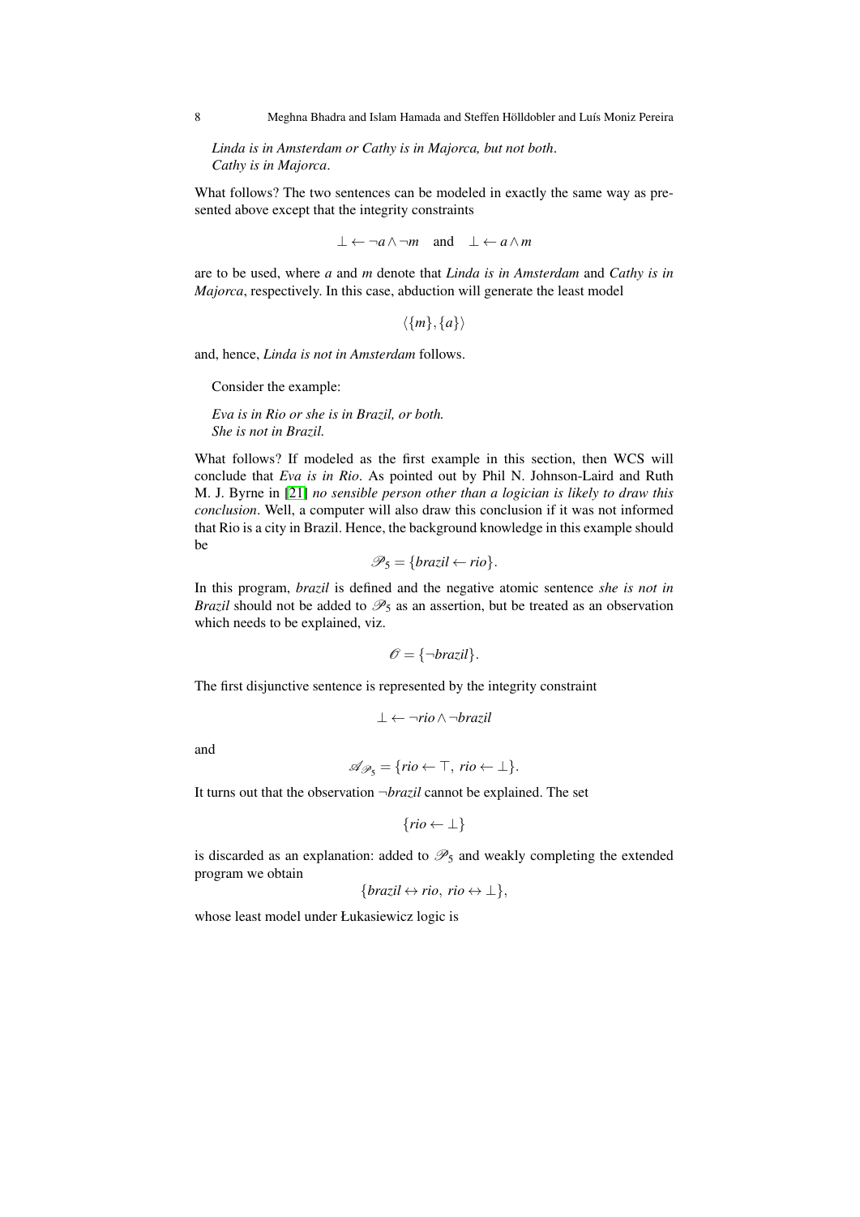*Linda is in Amsterdam or Cathy is in Majorca, but not both*.
*Cathy is in Majorca*.

What follows? The two sentences can be modeled in exactly the same way as presented above except that the integrity constraints

$$\bot \leftarrow \neg a \wedge \neg m \quad \text{and} \quad \bot \leftarrow a \wedge m$$

are to be used, where $a$ and $m$ denote that *Linda is in Amsterdam* and *Cathy is in Majorca*, respectively. In this case, abduction will generate the least model

$$\langle \{m\}, \{a\} \rangle$$

and, hence, *Linda is not in Amsterdam* follows.

Consider the example:

*Eva is in Rio or she is in Brazil, or both.*
*She is not in Brazil.*

What follows? If modeled as the first example in this section, then WCS will conclude that *Eva is in Rio*. As pointed out by Phil N. Johnson-Laird and Ruth M. J. Byrne in [21] *no sensible person other than a logician is likely to draw this conclusion*. Well, a computer will also draw this conclusion if it was not informed that Rio is a city in Brazil. Hence, the background knowledge in this example should be

$$\mathscr{P}_5 = \{brazil \leftarrow rio\}.$$

In this program, *brazil* is defined and the negative atomic sentence *she is not in Brazil* should not be added to $\mathscr{P}_5$ as an assertion, but be treated as an observation which needs to be explained, viz.

$$\mathscr{O} = \{\neg brazil\}.$$

The first disjunctive sentence is represented by the integrity constraint

$$\bot \leftarrow \neg rio \wedge \neg brazil$$

and

$$\mathscr{A}_{\mathscr{P}_5} = \{rio \leftarrow \top,\ rio \leftarrow \bot\}.$$

It turns out that the observation $\neg brazil$ cannot be explained. The set

$$\{rio \leftarrow \bot\}$$

is discarded as an explanation: added to $\mathscr{P}_5$ and weakly completing the extended program we obtain

$$\{brazil \leftrightarrow rio,\ rio \leftrightarrow \bot\},$$

whose least model under Łukasiewicz logic is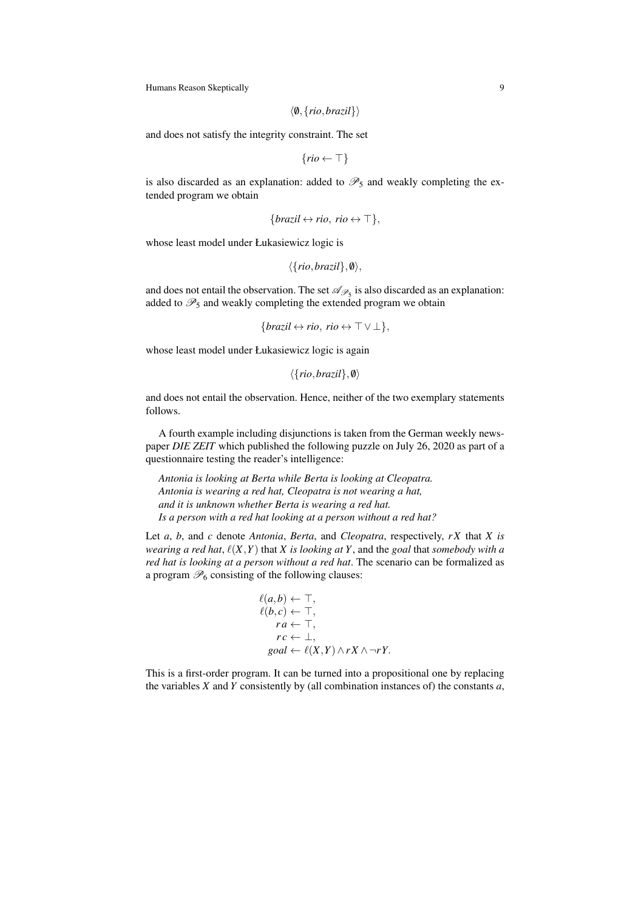$$\langle \emptyset, \{rio, brazil\} \rangle$$

and does not satisfy the integrity constraint. The set

$$\{rio \leftarrow \top\}$$

is also discarded as an explanation: added to $\mathscr{P}_5$ and weakly completing the extended program we obtain

$$\{brazil \leftrightarrow rio,\ rio \leftrightarrow \top\},$$

whose least model under Łukasiewicz logic is

$$\langle \{rio, brazil\}, \emptyset \rangle,$$

and does not entail the observation. The set $\mathscr{A}_{\mathscr{P}_5}$ is also discarded as an explanation: added to $\mathscr{P}_5$ and weakly completing the extended program we obtain

$$\{brazil \leftrightarrow rio,\ rio \leftrightarrow \top \vee \bot\},$$

whose least model under Łukasiewicz logic is again

$$\langle \{rio, brazil\}, \emptyset \rangle$$

and does not entail the observation. Hence, neither of the two exemplary statements follows.

A fourth example including disjunctions is taken from the German weekly newspaper *DIE ZEIT* which published the following puzzle on July 26, 2020 as part of a questionnaire testing the reader's intelligence:

> *Antonia is looking at Berta while Berta is looking at Cleopatra.*
> *Antonia is wearing a red hat, Cleopatra is not wearing a hat,*
> *and it is unknown whether Berta is wearing a red hat.*
> *Is a person with a red hat looking at a person without a red hat?*

Let $a$, $b$, and $c$ denote *Antonia*, *Berta*, and *Cleopatra*, respectively, $r\,X$ that $X$ *is wearing a red hat*, $\ell(X,Y)$ that $X$ *is looking at* $Y$, and the *goal* that *somebody with a red hat is looking at a person without a red hat*. The scenario can be formalized as a program $\mathscr{P}_6$ consisting of the following clauses:

$$\begin{aligned}
\ell(a,b) &\leftarrow \top,\\
\ell(b,c) &\leftarrow \top,\\
r\,a &\leftarrow \top,\\
r\,c &\leftarrow \bot,\\
goal &\leftarrow \ell(X,Y) \wedge r\,X \wedge \neg r\,Y.
\end{aligned}$$

This is a first-order program. It can be turned into a propositional one by replacing the variables $X$ and $Y$ consistently by (all combination instances of) the constants $a$,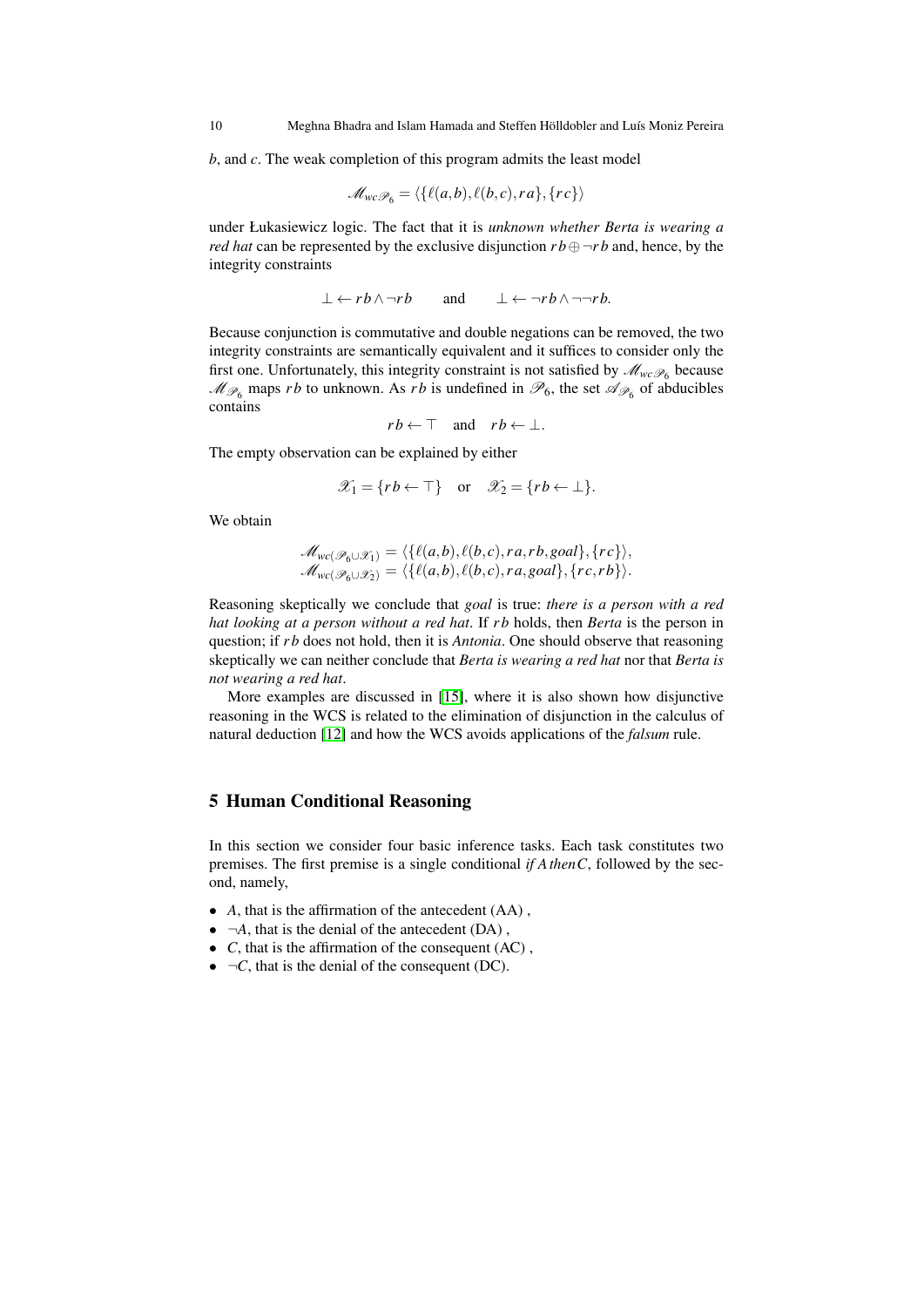$b$, and $c$. The weak completion of this program admits the least model

$$\mathcal{M}_{wc\mathcal{P}_6} = \langle \{\ell(a,b), \ell(b,c), ra\}, \{rc\} \rangle$$

under Łukasiewicz logic. The fact that it is *unknown whether Berta is wearing a red hat* can be represented by the exclusive disjunction $rb \oplus \neg rb$ and, hence, by the integrity constraints

$$\bot \leftarrow rb \wedge \neg rb \qquad \text{and} \qquad \bot \leftarrow \neg rb \wedge \neg\neg rb.$$

Because conjunction is commutative and double negations can be removed, the two integrity constraints are semantically equivalent and it suffices to consider only the first one. Unfortunately, this integrity constraint is not satisfied by $\mathcal{M}_{wc\mathcal{P}_6}$ because $\mathcal{M}_{\mathcal{P}_6}$ maps $rb$ to unknown. As $rb$ is undefined in $\mathcal{P}_6$, the set $\mathcal{A}_{\mathcal{P}_6}$ of abducibles contains

$$rb \leftarrow \top \quad \text{and} \quad rb \leftarrow \bot.$$

The empty observation can be explained by either

$$\mathcal{X}_1 = \{rb \leftarrow \top\} \quad \text{or} \quad \mathcal{X}_2 = \{rb \leftarrow \bot\}.$$

We obtain

$$\begin{aligned}
\mathcal{M}_{wc(\mathcal{P}_6 \cup \mathcal{X}_1)} &= \langle \{\ell(a,b), \ell(b,c), ra, rb, goal\}, \{rc\} \rangle, \\
\mathcal{M}_{wc(\mathcal{P}_6 \cup \mathcal{X}_2)} &= \langle \{\ell(a,b), \ell(b,c), ra, goal\}, \{rc, rb\} \rangle.
\end{aligned}$$

Reasoning skeptically we conclude that *goal* is true: *there is a person with a red hat looking at a person without a red hat*. If $rb$ holds, then *Berta* is the person in question; if $rb$ does not hold, then it is *Antonia*. One should observe that reasoning skeptically we can neither conclude that *Berta is wearing a red hat* nor that *Berta is not wearing a red hat*.

More examples are discussed in [15], where it is also shown how disjunctive reasoning in the WCS is related to the elimination of disjunction in the calculus of natural deduction [12] and how the WCS avoids applications of the *falsum* rule.

## 5 Human Conditional Reasoning

In this section we consider four basic inference tasks. Each task constitutes two premises. The first premise is a single conditional *if* $A$ *then* $C$, followed by the second, namely,

- $A$, that is the affirmation of the antecedent (AA) ,
- $\neg A$, that is the denial of the antecedent (DA) ,
- $C$, that is the affirmation of the consequent (AC) ,
- $\neg C$, that is the denial of the consequent (DC).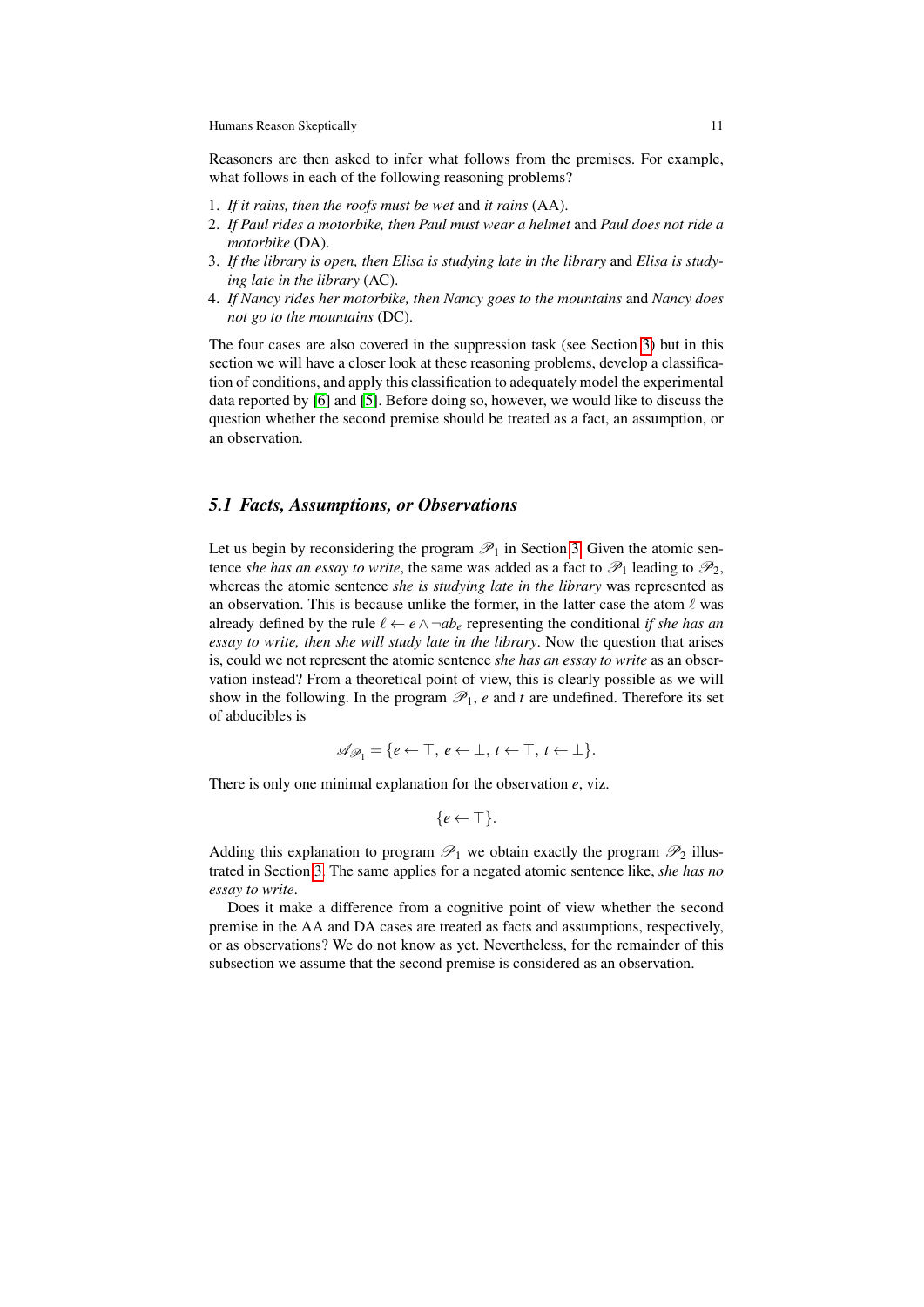Reasoners are then asked to infer what follows from the premises. For example, what follows in each of the following reasoning problems?

1. *If it rains, then the roofs must be wet* and *it rains* (AA).
2. *If Paul rides a motorbike, then Paul must wear a helmet* and *Paul does not ride a motorbike* (DA).
3. *If the library is open, then Elisa is studying late in the library* and *Elisa is studying late in the library* (AC).
4. *If Nancy rides her motorbike, then Nancy goes to the mountains* and *Nancy does not go to the mountains* (DC).

The four cases are also covered in the suppression task (see Section 3) but in this section we will have a closer look at these reasoning problems, develop a classification of conditions, and apply this classification to adequately model the experimental data reported by [6] and [5]. Before doing so, however, we would like to discuss the question whether the second premise should be treated as a fact, an assumption, or an observation.

### 5.1 Facts, Assumptions, or Observations

Let us begin by reconsidering the program $\mathscr{P}_1$ in Section 3. Given the atomic sentence *she has an essay to write*, the same was added as a fact to $\mathscr{P}_1$ leading to $\mathscr{P}_2$, whereas the atomic sentence *she is studying late in the library* was represented as an observation. This is because unlike the former, in the latter case the atom $\ell$ was already defined by the rule $\ell \leftarrow e \wedge \neg ab_e$ representing the conditional *if she has an essay to write, then she will study late in the library*. Now the question that arises is, could we not represent the atomic sentence *she has an essay to write* as an observation instead? From a theoretical point of view, this is clearly possible as we will show in the following. In the program $\mathscr{P}_1$, $e$ and $t$ are undefined. Therefore its set of abducibles is

$$\mathscr{A}_{\mathscr{P}_1} = \{e \leftarrow \top,\ e \leftarrow \bot,\ t \leftarrow \top,\ t \leftarrow \bot\}.$$

There is only one minimal explanation for the observation $e$, viz.

$$\{e \leftarrow \top\}.$$

Adding this explanation to program $\mathscr{P}_1$ we obtain exactly the program $\mathscr{P}_2$ illustrated in Section 3. The same applies for a negated atomic sentence like, *she has no essay to write*.

Does it make a difference from a cognitive point of view whether the second premise in the AA and DA cases are treated as facts and assumptions, respectively, or as observations? We do not know as yet. Nevertheless, for the remainder of this subsection we assume that the second premise is considered as an observation.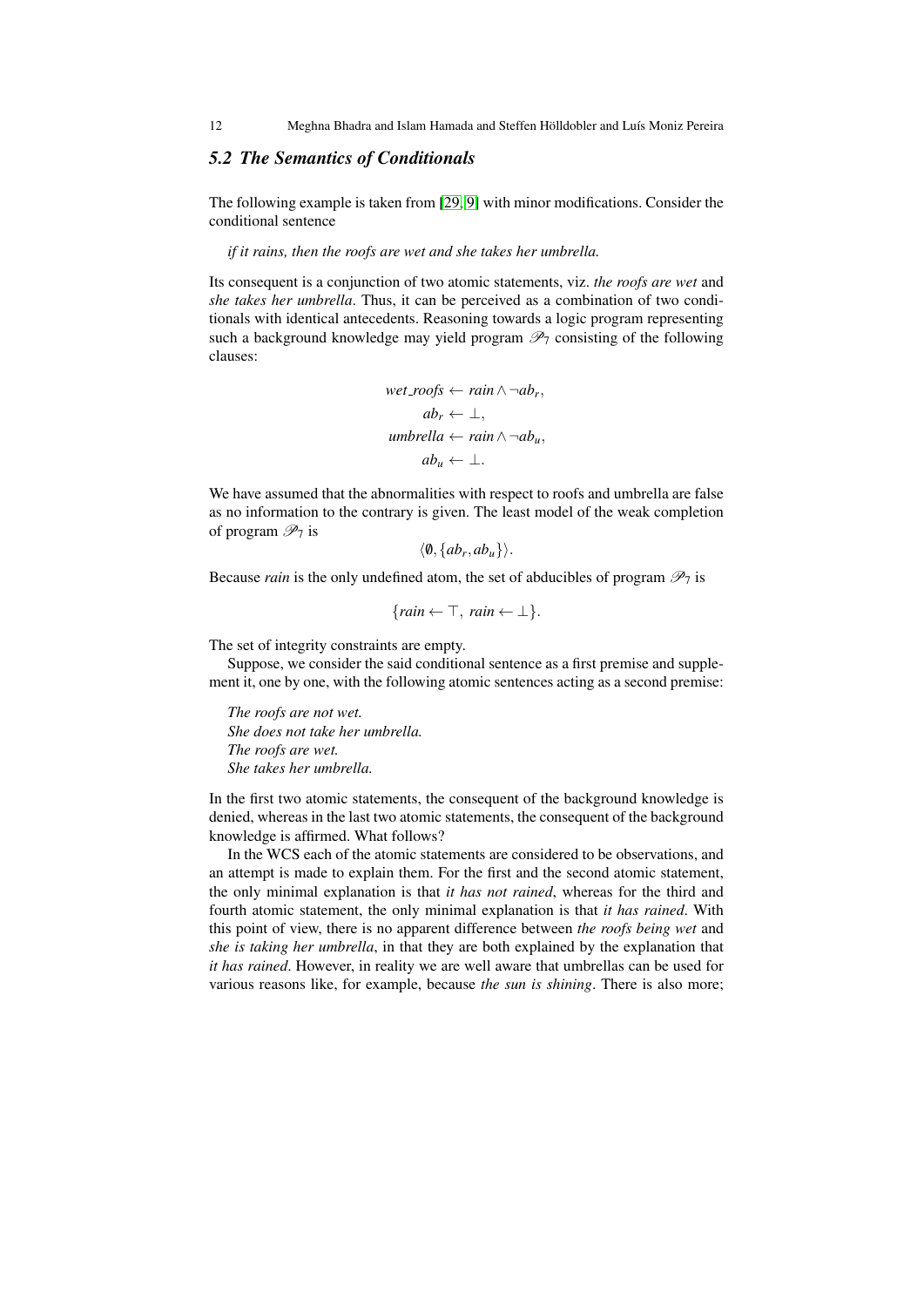### 5.2 The Semantics of Conditionals

The following example is taken from [29, 9] with minor modifications. Consider the conditional sentence

*if it rains, then the roofs are wet and she takes her umbrella.*

Its consequent is a conjunction of two atomic statements, viz. *the roofs are wet* and *she takes her umbrella*. Thus, it can be perceived as a combination of two conditionals with identical antecedents. Reasoning towards a logic program representing such a background knowledge may yield program $\mathscr{P}_7$ consisting of the following clauses:

$$
\begin{aligned}
\mathit{wet\_roofs} &\leftarrow \mathit{rain} \wedge \neg \mathit{ab}_r, \\
\mathit{ab}_r &\leftarrow \bot, \\
\mathit{umbrella} &\leftarrow \mathit{rain} \wedge \neg \mathit{ab}_u, \\
\mathit{ab}_u &\leftarrow \bot.
\end{aligned}
$$

We have assumed that the abnormalities with respect to roofs and umbrella are false as no information to the contrary is given. The least model of the weak completion of program $\mathscr{P}_7$ is

$$\langle \emptyset, \{\mathit{ab}_r, \mathit{ab}_u\} \rangle.$$

Because *rain* is the only undefined atom, the set of abducibles of program $\mathscr{P}_7$ is

$$\{\mathit{rain} \leftarrow \top,\ \mathit{rain} \leftarrow \bot\}.$$

The set of integrity constraints are empty.

Suppose, we consider the said conditional sentence as a first premise and supplement it, one by one, with the following atomic sentences acting as a second premise:

*The roofs are not wet.*
*She does not take her umbrella.*
*The roofs are wet.*
*She takes her umbrella.*

In the first two atomic statements, the consequent of the background knowledge is denied, whereas in the last two atomic statements, the consequent of the background knowledge is affirmed. What follows?

In the WCS each of the atomic statements are considered to be observations, and an attempt is made to explain them. For the first and the second atomic statement, the only minimal explanation is that *it has not rained*, whereas for the third and fourth atomic statement, the only minimal explanation is that *it has rained*. With this point of view, there is no apparent difference between *the roofs being wet* and *she is taking her umbrella*, in that they are both explained by the explanation that *it has rained*. However, in reality we are well aware that umbrellas can be used for various reasons like, for example, because *the sun is shining*. There is also more;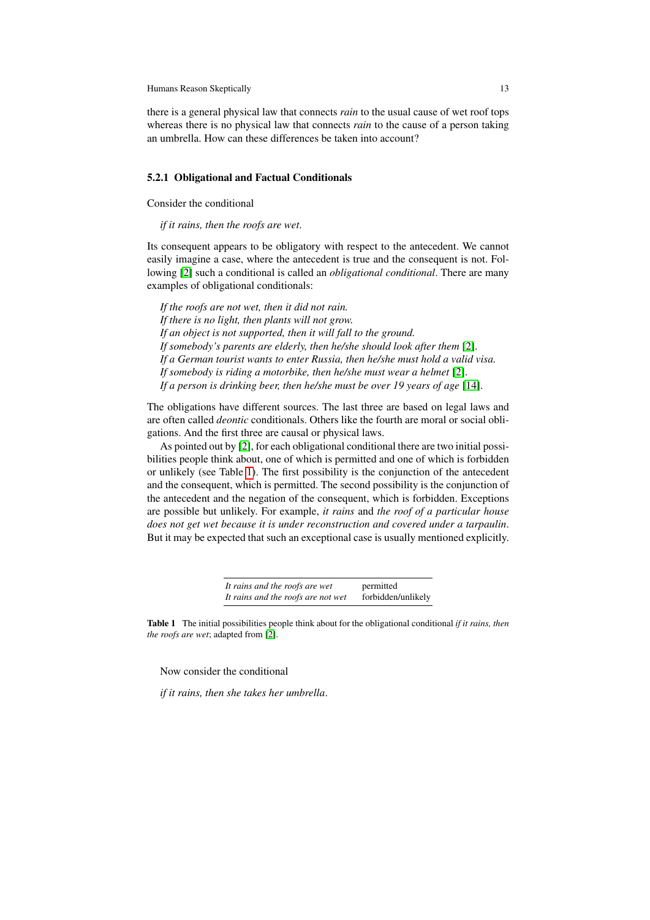there is a general physical law that connects *rain* to the usual cause of wet roof tops whereas there is no physical law that connects *rain* to the cause of a person taking an umbrella. How can these differences be taken into account?

### 5.2.1 Obligational and Factual Conditionals

Consider the conditional

*if it rains, then the roofs are wet*.

Its consequent appears to be obligatory with respect to the antecedent. We cannot easily imagine a case, where the antecedent is true and the consequent is not. Following [2] such a conditional is called an *obligational conditional*. There are many examples of obligational conditionals:

*If the roofs are not wet, then it did not rain.*
*If there is no light, then plants will not grow.*
*If an object is not supported, then it will fall to the ground.*
*If somebody's parents are elderly, then he/she should look after them* [2].
*If a German tourist wants to enter Russia, then he/she must hold a valid visa.*
*If somebody is riding a motorbike, then he/she must wear a helmet* [2].
*If a person is drinking beer, then he/she must be over 19 years of age* [14].

The obligations have different sources. The last three are based on legal laws and are often called *deontic* conditionals. Others like the fourth are moral or social obligations. And the first three are causal or physical laws.

As pointed out by [2], for each obligational conditional there are two initial possibilities people think about, one of which is permitted and one of which is forbidden or unlikely (see Table 1). The first possibility is the conjunction of the antecedent and the consequent, which is permitted. The second possibility is the conjunction of the antecedent and the negation of the consequent, which is forbidden. Exceptions are possible but unlikely. For example, *it rains* and *the roof of a particular house does not get wet because it is under reconstruction and covered under a tarpaulin*. But it may be expected that such an exceptional case is usually mentioned explicitly.

| | |
|---|---|
| *It rains and the roofs are wet* | permitted |
| *It rains and the roofs are not wet* | forbidden/unlikely |

**Table 1** The initial possibilities people think about for the obligational conditional *if it rains, then the roofs are wet*; adapted from [2].

Now consider the conditional

*if it rains, then she takes her umbrella*.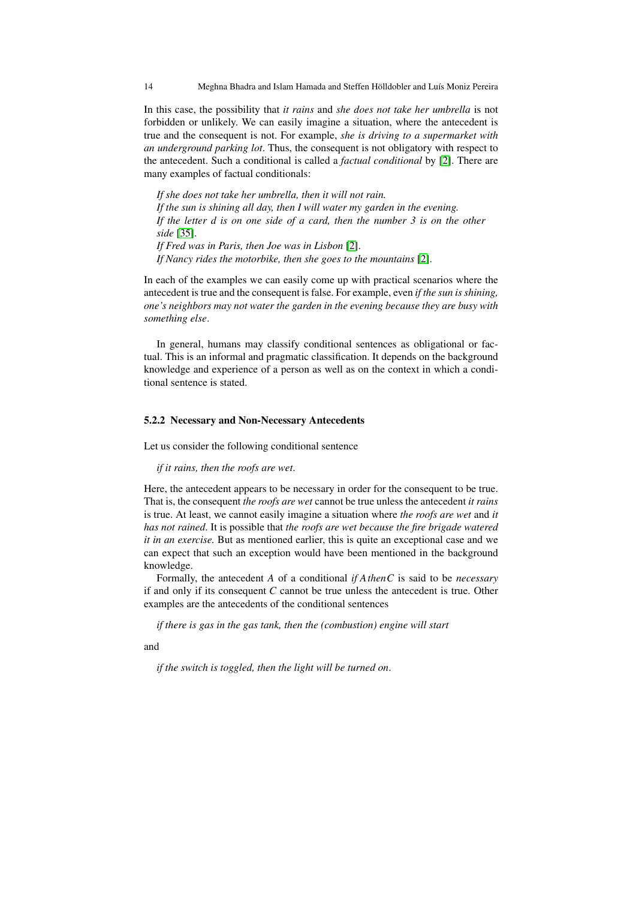In this case, the possibility that *it rains* and *she does not take her umbrella* is not forbidden or unlikely. We can easily imagine a situation, where the antecedent is true and the consequent is not. For example, *she is driving to a supermarket with an underground parking lot*. Thus, the consequent is not obligatory with respect to the antecedent. Such a conditional is called a *factual conditional* by [2]. There are many examples of factual conditionals:

> *If she does not take her umbrella, then it will not rain.*
> *If the sun is shining all day, then I will water my garden in the evening.*
> *If the letter d is on one side of a card, then the number 3 is on the other side* [35].
> *If Fred was in Paris, then Joe was in Lisbon* [2].
> *If Nancy rides the motorbike, then she goes to the mountains* [2].

In each of the examples we can easily come up with practical scenarios where the antecedent is true and the consequent is false. For example, even *if the sun is shining, one's neighbors may not water the garden in the evening because they are busy with something else*.

In general, humans may classify conditional sentences as obligational or factual. This is an informal and pragmatic classification. It depends on the background knowledge and experience of a person as well as on the context in which a conditional sentence is stated.

#### 5.2.2 Necessary and Non-Necessary Antecedents

Let us consider the following conditional sentence

> *if it rains, then the roofs are wet*.

Here, the antecedent appears to be necessary in order for the consequent to be true. That is, the consequent *the roofs are wet* cannot be true unless the antecedent *it rains* is true. At least, we cannot easily imagine a situation where *the roofs are wet* and *it has not rained*. It is possible that *the roofs are wet because the fire brigade watered it in an exercise.* But as mentioned earlier, this is quite an exceptional case and we can expect that such an exception would have been mentioned in the background knowledge.

Formally, the antecedent $A$ of a conditional *if* $A$ *then* $C$ is said to be *necessary* if and only if its consequent $C$ cannot be true unless the antecedent is true. Other examples are the antecedents of the conditional sentences

> *if there is gas in the gas tank, then the (combustion) engine will start*

and

> *if the switch is toggled, then the light will be turned on*.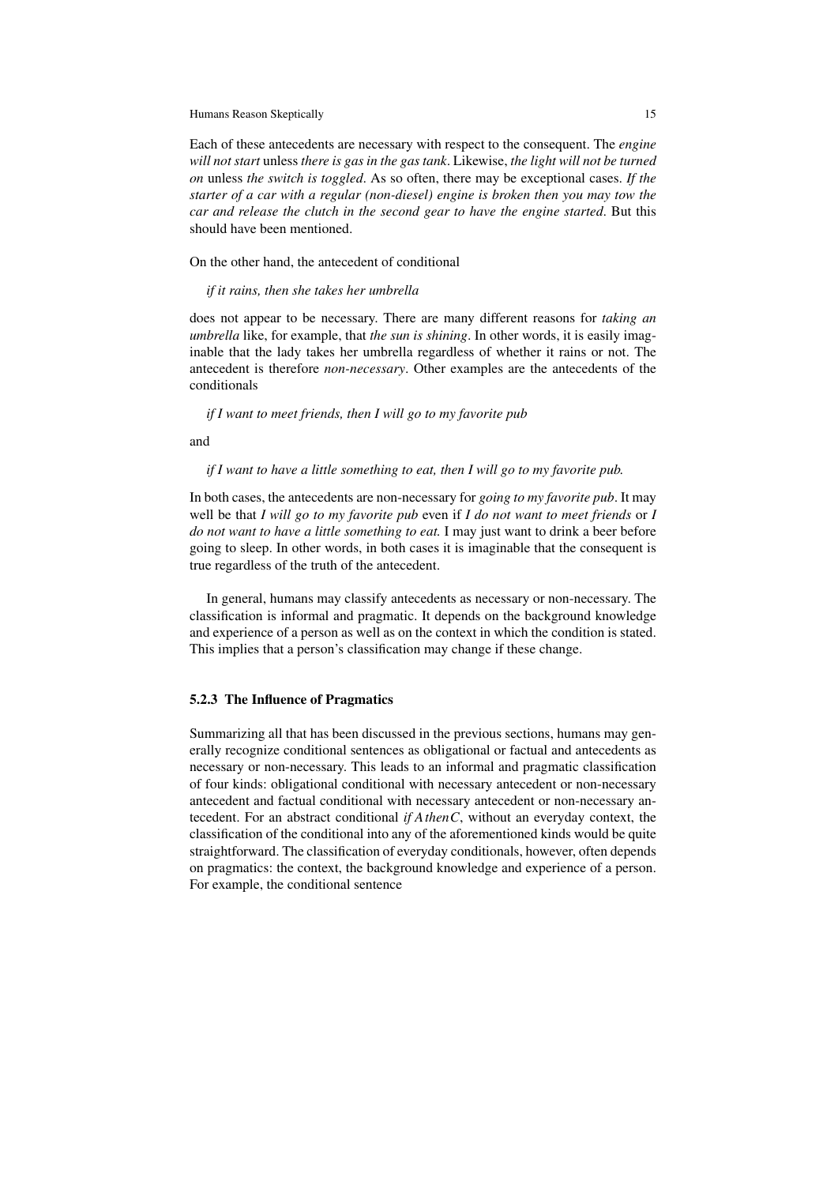Each of these antecedents are necessary with respect to the consequent. The *engine will not start* unless *there is gas in the gas tank*. Likewise, *the light will not be turned on* unless *the switch is toggled*. As so often, there may be exceptional cases. *If the starter of a car with a regular (non-diesel) engine is broken then you may tow the car and release the clutch in the second gear to have the engine started*. But this should have been mentioned.

On the other hand, the antecedent of conditional

> *if it rains, then she takes her umbrella*

does not appear to be necessary. There are many different reasons for *taking an umbrella* like, for example, that *the sun is shining*. In other words, it is easily imaginable that the lady takes her umbrella regardless of whether it rains or not. The antecedent is therefore *non-necessary*. Other examples are the antecedents of the conditionals

> *if I want to meet friends, then I will go to my favorite pub*

and

> *if I want to have a little something to eat, then I will go to my favorite pub.*

In both cases, the antecedents are non-necessary for *going to my favorite pub*. It may well be that *I will go to my favorite pub* even if *I do not want to meet friends* or *I do not want to have a little something to eat.* I may just want to drink a beer before going to sleep. In other words, in both cases it is imaginable that the consequent is true regardless of the truth of the antecedent.

In general, humans may classify antecedents as necessary or non-necessary. The classification is informal and pragmatic. It depends on the background knowledge and experience of a person as well as on the context in which the condition is stated. This implies that a person's classification may change if these change.

### 5.2.3 The Influence of Pragmatics

Summarizing all that has been discussed in the previous sections, humans may generally recognize conditional sentences as obligational or factual and antecedents as necessary or non-necessary. This leads to an informal and pragmatic classification of four kinds: obligational conditional with necessary antecedent or non-necessary antecedent and factual conditional with necessary antecedent or non-necessary antecedent. For an abstract conditional *if* $A$ *then* $C$, without an everyday context, the classification of the conditional into any of the aforementioned kinds would be quite straightforward. The classification of everyday conditionals, however, often depends on pragmatics: the context, the background knowledge and experience of a person. For example, the conditional sentence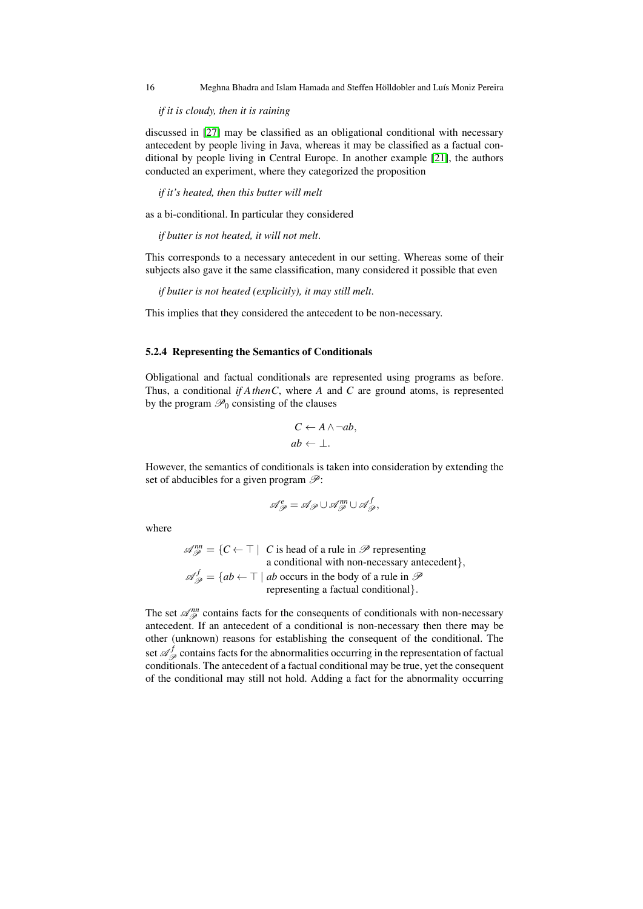*if it is cloudy, then it is raining*

discussed in [27] may be classified as an obligational conditional with necessary antecedent by people living in Java, whereas it may be classified as a factual conditional by people living in Central Europe. In another example [21], the authors conducted an experiment, where they categorized the proposition

*if it's heated, then this butter will melt*

as a bi-conditional. In particular they considered

*if butter is not heated, it will not melt*.

This corresponds to a necessary antecedent in our setting. Whereas some of their subjects also gave it the same classification, many considered it possible that even

*if butter is not heated (explicitly), it may still melt*.

This implies that they considered the antecedent to be non-necessary.

### 5.2.4 Representing the Semantics of Conditionals

Obligational and factual conditionals are represented using programs as before. Thus, a conditional *if* $A$ *then* $C$, where $A$ and $C$ are ground atoms, is represented by the program $\mathscr{P}_0$ consisting of the clauses

$$
\begin{aligned}
C &\leftarrow A \wedge \neg ab, \\
ab &\leftarrow \bot.
\end{aligned}
$$

However, the semantics of conditionals is taken into consideration by extending the set of abducibles for a given program $\mathscr{P}$:

$$\mathscr{A}^{e}_{\mathscr{P}} = \mathscr{A}_{\mathscr{P}} \cup \mathscr{A}^{nn}_{\mathscr{P}} \cup \mathscr{A}^{f}_{\mathscr{P}},$$

where

$$
\begin{aligned}
\mathscr{A}^{nn}_{\mathscr{P}} &= \{C \leftarrow \top \mid C \text{ is head of a rule in } \mathscr{P} \text{ representing a conditional with non-necessary antecedent}\}, \\
\mathscr{A}^{f}_{\mathscr{P}} &= \{ab \leftarrow \top \mid ab \text{ occurs in the body of a rule in } \mathscr{P} \text{ representing a factual conditional}\}.
\end{aligned}
$$

The set $\mathscr{A}^{nn}_{\mathscr{P}}$ contains facts for the consequents of conditionals with non-necessary antecedent. If an antecedent of a conditional is non-necessary then there may be other (unknown) reasons for establishing the consequent of the conditional. The set $\mathscr{A}^{f}_{\mathscr{P}}$ contains facts for the abnormalities occurring in the representation of factual conditionals. The antecedent of a factual conditional may be true, yet the consequent of the conditional may still not hold. Adding a fact for the abnormality occurring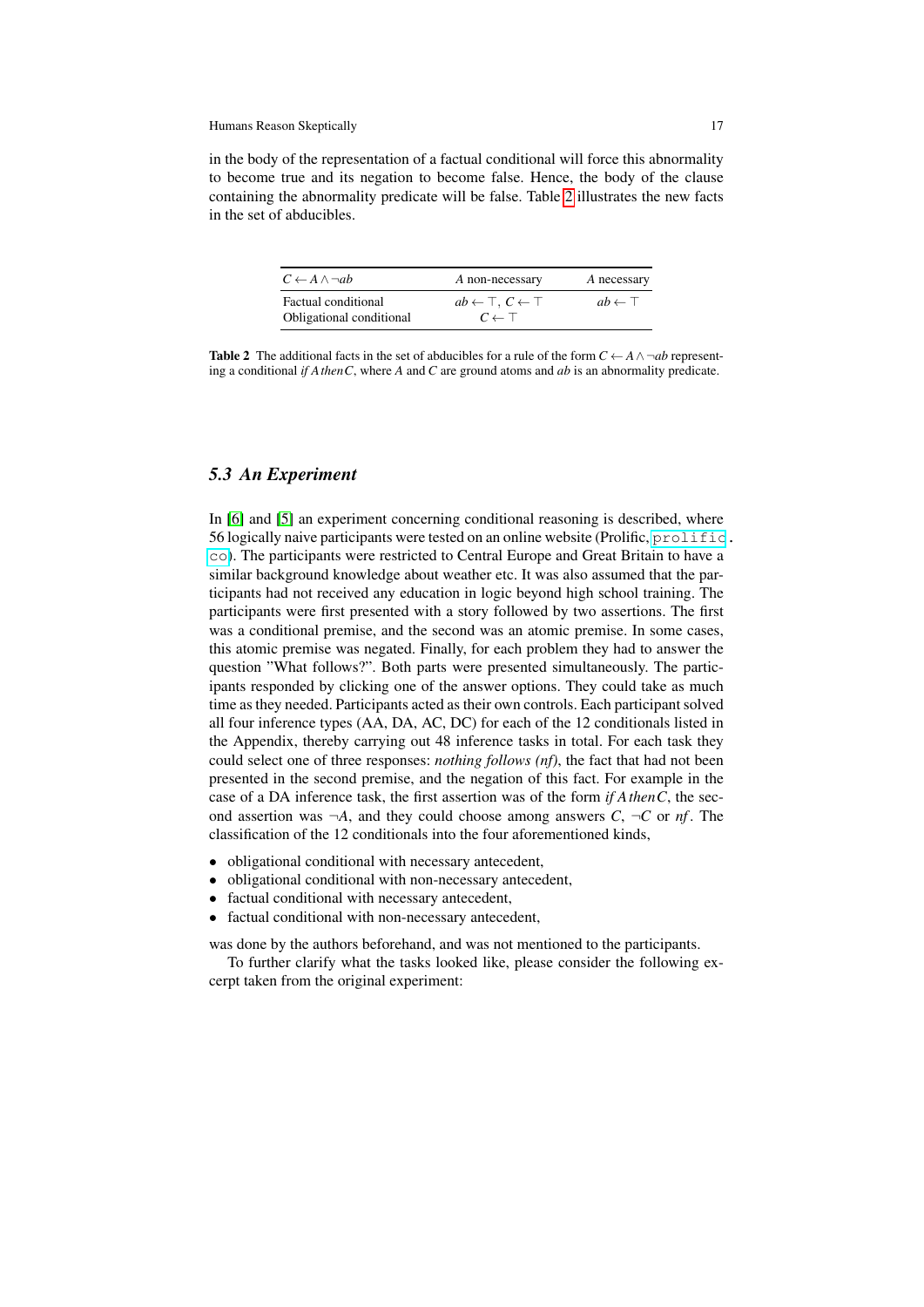in the body of the representation of a factual conditional will force this abnormality to become true and its negation to become false. Hence, the body of the clause containing the abnormality predicate will be false. Table 2 illustrates the new facts in the set of abducibles.

| $C \leftarrow A \wedge \neg ab$ | $A$ non-necessary | $A$ necessary |
|---|---|---|
| Factual conditional | $ab \leftarrow \top$, $C \leftarrow \top$ | $ab \leftarrow \top$ |
| Obligational conditional | $C \leftarrow \top$ | |

**Table 2** The additional facts in the set of abducibles for a rule of the form $C \leftarrow A \wedge \neg ab$ representing a conditional *if A then C*, where $A$ and $C$ are ground atoms and $ab$ is an abnormality predicate.

### *5.3 An Experiment*

In [6] and [5] an experiment concerning conditional reasoning is described, where 56 logically naive participants were tested on an online website (Prolific, prolific.co). The participants were restricted to Central Europe and Great Britain to have a similar background knowledge about weather etc. It was also assumed that the participants had not received any education in logic beyond high school training. The participants were first presented with a story followed by two assertions. The first was a conditional premise, and the second was an atomic premise. In some cases, this atomic premise was negated. Finally, for each problem they had to answer the question "What follows?". Both parts were presented simultaneously. The participants responded by clicking one of the answer options. They could take as much time as they needed. Participants acted as their own controls. Each participant solved all four inference types (AA, DA, AC, DC) for each of the 12 conditionals listed in the Appendix, thereby carrying out 48 inference tasks in total. For each task they could select one of three responses: *nothing follows (nf)*, the fact that had not been presented in the second premise, and the negation of this fact. For example in the case of a DA inference task, the first assertion was of the form *if A then C*, the second assertion was $\neg A$, and they could choose among answers $C$, $\neg C$ or $nf$. The classification of the 12 conditionals into the four aforementioned kinds,

- obligational conditional with necessary antecedent,
- obligational conditional with non-necessary antecedent,
- factual conditional with necessary antecedent,
- factual conditional with non-necessary antecedent,

was done by the authors beforehand, and was not mentioned to the participants.

To further clarify what the tasks looked like, please consider the following excerpt taken from the original experiment: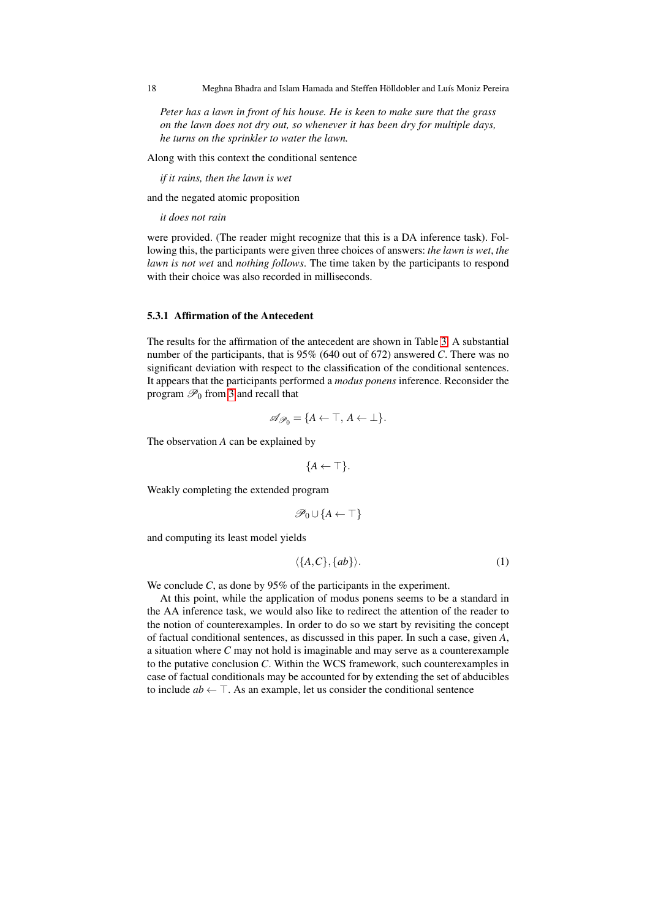*Peter has a lawn in front of his house. He is keen to make sure that the grass on the lawn does not dry out, so whenever it has been dry for multiple days, he turns on the sprinkler to water the lawn.*

Along with this context the conditional sentence

*if it rains, then the lawn is wet*

and the negated atomic proposition

*it does not rain*

were provided. (The reader might recognize that this is a DA inference task). Following this, the participants were given three choices of answers: *the lawn is wet*, *the lawn is not wet* and *nothing follows*. The time taken by the participants to respond with their choice was also recorded in milliseconds.

### 5.3.1 Affirmation of the Antecedent

The results for the affirmation of the antecedent are shown in Table 3. A substantial number of the participants, that is 95% (640 out of 672) answered $C$. There was no significant deviation with respect to the classification of the conditional sentences. It appears that the participants performed a *modus ponens* inference. Reconsider the program $\mathscr{P}_0$ from 3 and recall that

$$\mathscr{A}_{\mathscr{P}_0} = \{A \leftarrow \top,\ A \leftarrow \bot\}.$$

The observation $A$ can be explained by

$$\{A \leftarrow \top\}.$$

Weakly completing the extended program

$$\mathscr{P}_0 \cup \{A \leftarrow \top\}$$

and computing its least model yields

$$\langle \{A, C\}, \{ab\} \rangle. \tag{1}$$

We conclude $C$, as done by 95% of the participants in the experiment.

At this point, while the application of modus ponens seems to be a standard in the AA inference task, we would also like to redirect the attention of the reader to the notion of counterexamples. In order to do so we start by revisiting the concept of factual conditional sentences, as discussed in this paper. In such a case, given $A$, a situation where $C$ may not hold is imaginable and may serve as a counterexample to the putative conclusion $C$. Within the WCS framework, such counterexamples in case of factual conditionals may be accounted for by extending the set of abducibles to include $ab \leftarrow \top$. As an example, let us consider the conditional sentence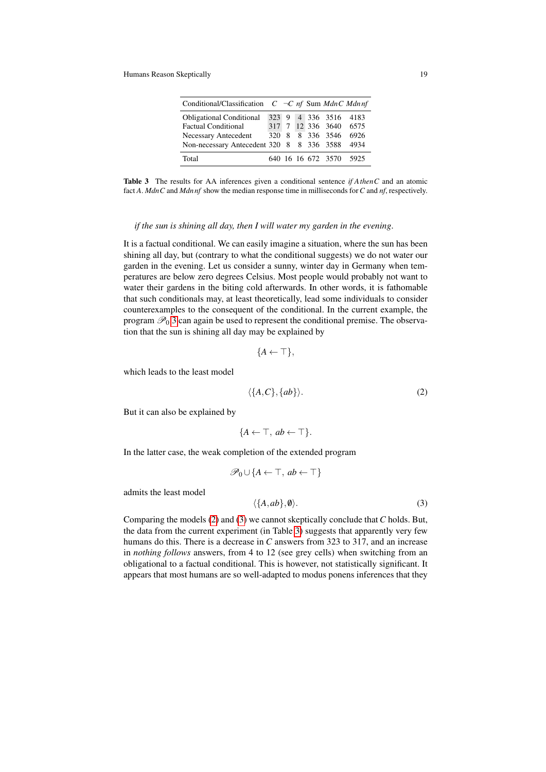| Conditional/Classification | $C$ | $\neg C$ | *nf* | Sum | *MdnC* | *Mdnnf* |
|---|---|---|---|---|---|---|
| Obligational Conditional | 323 | 9 | 4 | 336 | 3516 | 4183 |
| Factual Conditional | 317 | 7 | 12 | 336 | 3640 | 6575 |
| Necessary Antecedent | 320 | 8 | 8 | 336 | 3546 | 6926 |
| Non-necessary Antecedent | 320 | 8 | 8 | 336 | 3588 | 4934 |
| Total | 640 | 16 | 16 | 672 | 3570 | 5925 |

**Table 3** The results for AA inferences given a conditional sentence *if A then C* and an atomic fact $A$. *MdnC* and *Mdnnf* show the median response time in milliseconds for $C$ and *nf*, respectively.

*if the sun is shining all day, then I will water my garden in the evening.*

It is a factual conditional. We can easily imagine a situation, where the sun has been shining all day, but (contrary to what the conditional suggests) we do not water our garden in the evening. Let us consider a sunny, winter day in Germany when temperatures are below zero degrees Celsius. Most people would probably not want to water their gardens in the biting cold afterwards. In other words, it is fathomable that such conditionals may, at least theoretically, lead some individuals to consider counterexamples to the consequent of the conditional. In the current example, the program $\mathscr{P}_0$ 3 can again be used to represent the conditional premise. The observation that the sun is shining all day may be explained by

$$\{A \leftarrow \top\},$$

which leads to the least model

$$\langle \{A, C\}, \{ab\} \rangle. \tag{2}$$

But it can also be explained by

$$\{A \leftarrow \top,\ ab \leftarrow \top\}.$$

In the latter case, the weak completion of the extended program

$$\mathscr{P}_0 \cup \{A \leftarrow \top,\ ab \leftarrow \top\}$$

admits the least model

$$\langle \{A, ab\}, \emptyset \rangle. \tag{3}$$

Comparing the models (2) and (3) we cannot skeptically conclude that $C$ holds. But, the data from the current experiment (in Table 3) suggests that apparently very few humans do this. There is a decrease in $C$ answers from 323 to 317, and an increase in *nothing follows* answers, from 4 to 12 (see grey cells) when switching from an obligational to a factual conditional. This is however, not statistically significant. It appears that most humans are so well-adapted to modus ponens inferences that they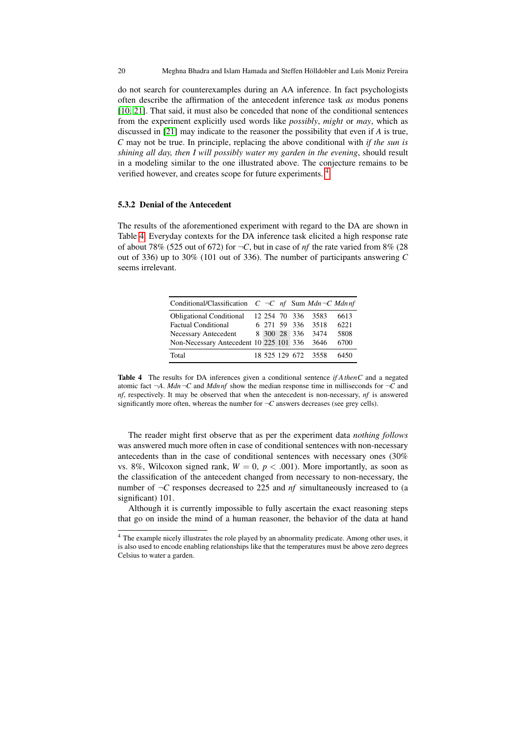do not search for counterexamples during an AA inference. In fact psychologists often describe the affirmation of the antecedent inference task *as* modus ponens [10, 21]. That said, it must also be conceded that none of the conditional sentences from the experiment explicitly used words like *possibly*, *might* or *may*, which as discussed in [21] may indicate to the reasoner the possibility that even if $A$ is true, $C$ may not be true. In principle, replacing the above conditional with *if the sun is shining all day, then I will possibly water my garden in the evening*, should result in a modeling similar to the one illustrated above. The conjecture remains to be verified however, and creates scope for future experiments. [4]

### 5.3.2 Denial of the Antecedent

The results of the aforementioned experiment with regard to the DA are shown in Table 4. Everyday contexts for the DA inference task elicited a high response rate of about 78% (525 out of 672) for $\neg C$, but in case of *nf* the rate varied from 8% (28 out of 336) up to 30% (101 out of 336). The number of participants answering $C$ seems irrelevant.

| Conditional/Classification | $C$ | $\neg C$ | *nf* | Sum | *Mdn* $\neg C$ | *Mdn nf* |
|---|---|---|---|---|---|---|
| Obligational Conditional | 12 | 254 | 70 | 336 | 3583 | 6613 |
| Factual Conditional | 6 | 271 | 59 | 336 | 3518 | 6221 |
| Necessary Antecedent | 8 | 300 | 28 | 336 | 3474 | 5808 |
| Non-Necessary Antecedent | 10 | 225 | 101 | 336 | 3646 | 6700 |
| Total | 18 | 525 | 129 | 672 | 3558 | 6450 |

**Table 4** The results for DA inferences given a conditional sentence *if A then C* and a negated atomic fact $\neg A$. *Mdn* $\neg C$ and *Mdn nf* show the median response time in milliseconds for $\neg C$ and *nf*, respectively. It may be observed that when the antecedent is non-necessary, *nf* is answered significantly more often, whereas the number for $\neg C$ answers decreases (see grey cells).

The reader might first observe that as per the experiment data *nothing follows* was answered much more often in case of conditional sentences with non-necessary antecedents than in the case of conditional sentences with necessary ones (30% vs. 8%, Wilcoxon signed rank, $W = 0$, $p < .001$). More importantly, as soon as the classification of the antecedent changed from necessary to non-necessary, the number of $\neg C$ responses decreased to 225 and *nf* simultaneously increased to (a significant) 101.

Although it is currently impossible to fully ascertain the exact reasoning steps that go on inside the mind of a human reasoner, the behavior of the data at hand

[4] The example nicely illustrates the role played by an abnormality predicate. Among other uses, it is also used to encode enabling relationships like that the temperatures must be above zero degrees Celsius to water a garden.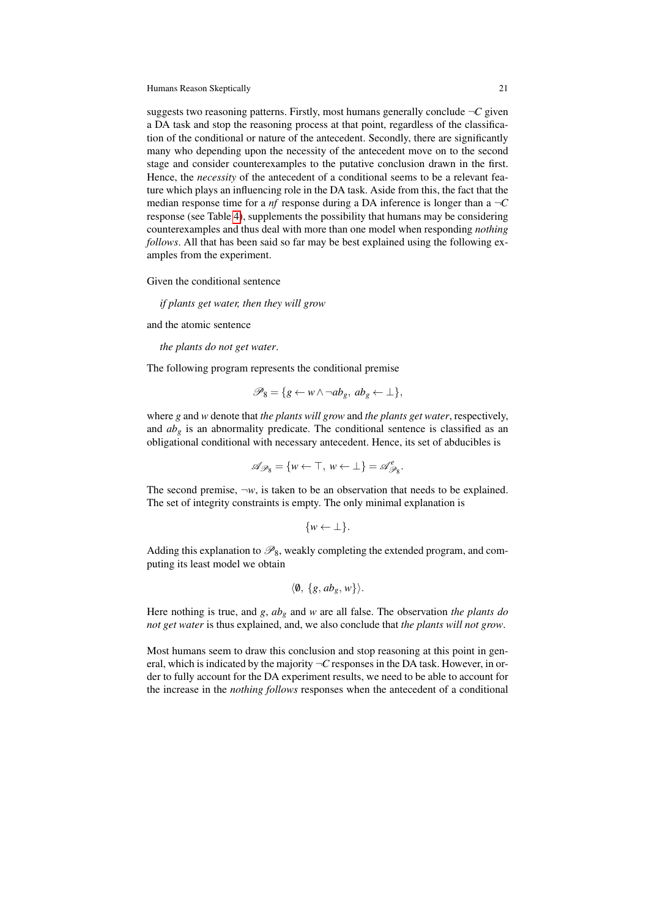suggests two reasoning patterns. Firstly, most humans generally conclude $\neg C$ given a DA task and stop the reasoning process at that point, regardless of the classification of the conditional or nature of the antecedent. Secondly, there are significantly many who depending upon the necessity of the antecedent move on to the second stage and consider counterexamples to the putative conclusion drawn in the first. Hence, the *necessity* of the antecedent of a conditional seems to be a relevant feature which plays an influencing role in the DA task. Aside from this, the fact that the median response time for a *nf* response during a DA inference is longer than a $\neg C$ response (see Table 4), supplements the possibility that humans may be considering counterexamples and thus deal with more than one model when responding *nothing follows*. All that has been said so far may be best explained using the following examples from the experiment.

Given the conditional sentence

*if plants get water, then they will grow*

and the atomic sentence

*the plants do not get water*.

The following program represents the conditional premise

$$\mathscr{P}_8 = \{g \leftarrow w \wedge \neg ab_g,\ ab_g \leftarrow \bot\},$$

where $g$ and $w$ denote that *the plants will grow* and *the plants get water*, respectively, and $ab_g$ is an abnormality predicate. The conditional sentence is classified as an obligational conditional with necessary antecedent. Hence, its set of abducibles is

$$\mathscr{A}_{\mathscr{P}_8} = \{w \leftarrow \top,\ w \leftarrow \bot\} = \mathscr{A}^e_{\mathscr{P}_8}.$$

The second premise, $\neg w$, is taken to be an observation that needs to be explained. The set of integrity constraints is empty. The only minimal explanation is

$$\{w \leftarrow \bot\}.$$

Adding this explanation to $\mathscr{P}_8$, weakly completing the extended program, and computing its least model we obtain

$$\langle \emptyset,\ \{g, ab_g, w\}\rangle.$$

Here nothing is true, and $g$, $ab_g$ and $w$ are all false. The observation *the plants do not get water* is thus explained, and, we also conclude that *the plants will not grow*.

Most humans seem to draw this conclusion and stop reasoning at this point in general, which is indicated by the majority $\neg C$ responses in the DA task. However, in order to fully account for the DA experiment results, we need to be able to account for the increase in the *nothing follows* responses when the antecedent of a conditional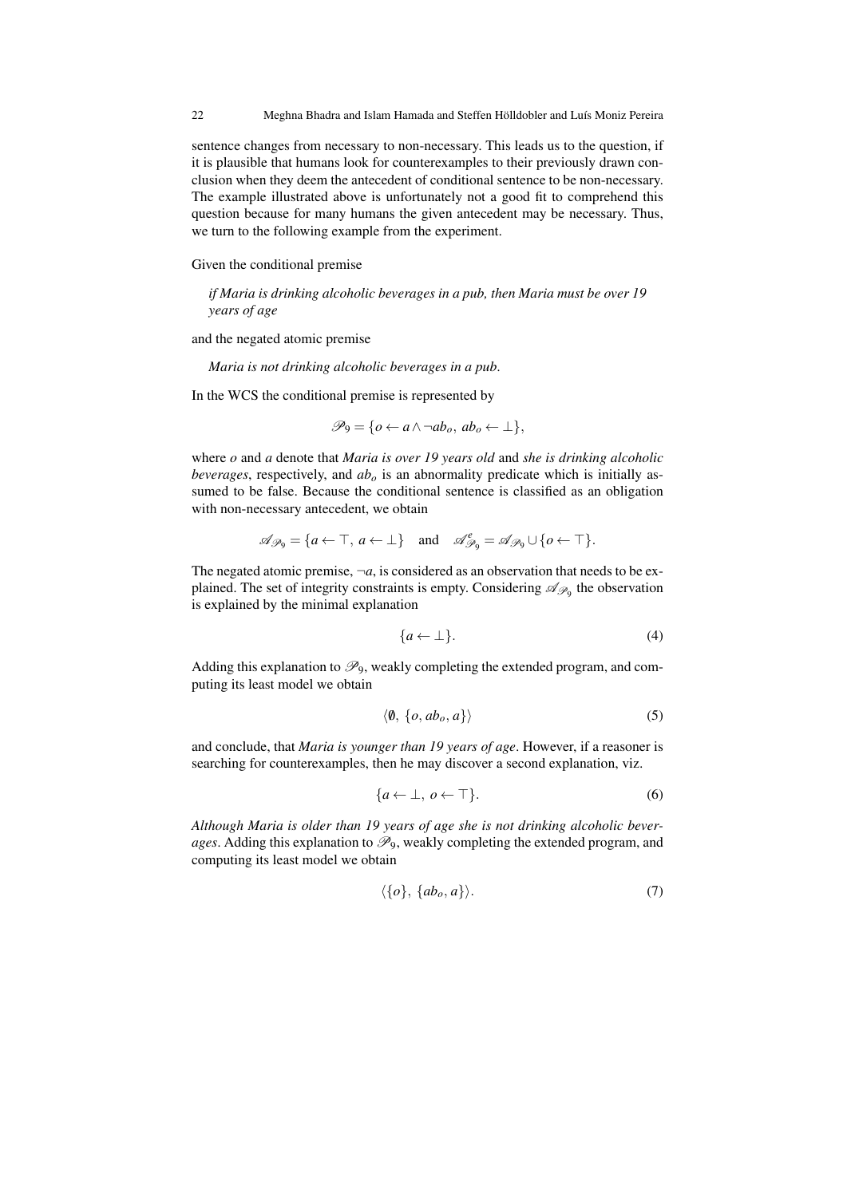sentence changes from necessary to non-necessary. This leads us to the question, if it is plausible that humans look for counterexamples to their previously drawn conclusion when they deem the antecedent of conditional sentence to be non-necessary. The example illustrated above is unfortunately not a good fit to comprehend this question because for many humans the given antecedent may be necessary. Thus, we turn to the following example from the experiment.

Given the conditional premise

> *if Maria is drinking alcoholic beverages in a pub, then Maria must be over 19 years of age*

and the negated atomic premise

> *Maria is not drinking alcoholic beverages in a pub.*

In the WCS the conditional premise is represented by

$$\mathscr{P}_9 = \{o \leftarrow a \wedge \neg ab_o,\ ab_o \leftarrow \bot\},$$

where $o$ and $a$ denote that *Maria is over 19 years old* and *she is drinking alcoholic beverages*, respectively, and $ab_o$ is an abnormality predicate which is initially assumed to be false. Because the conditional sentence is classified as an obligation with non-necessary antecedent, we obtain

$$\mathscr{A}_{\mathscr{P}_9} = \{a \leftarrow \top,\ a \leftarrow \bot\} \quad \text{and} \quad \mathscr{A}^e_{\mathscr{P}_9} = \mathscr{A}_{\mathscr{P}_9} \cup \{o \leftarrow \top\}.$$

The negated atomic premise, $\neg a$, is considered as an observation that needs to be explained. The set of integrity constraints is empty. Considering $\mathscr{A}_{\mathscr{P}_9}$ the observation is explained by the minimal explanation

$$\{a \leftarrow \bot\}. \tag{4}$$

Adding this explanation to $\mathscr{P}_9$, weakly completing the extended program, and computing its least model we obtain

$$\langle \emptyset,\ \{o, ab_o, a\} \rangle \tag{5}$$

and conclude, that *Maria is younger than 19 years of age*. However, if a reasoner is searching for counterexamples, then he may discover a second explanation, viz.

$$\{a \leftarrow \bot,\ o \leftarrow \top\}. \tag{6}$$

*Although Maria is older than 19 years of age she is not drinking alcoholic beverages*. Adding this explanation to $\mathscr{P}_9$, weakly completing the extended program, and computing its least model we obtain

$$\langle \{o\},\ \{ab_o, a\} \rangle. \tag{7}$$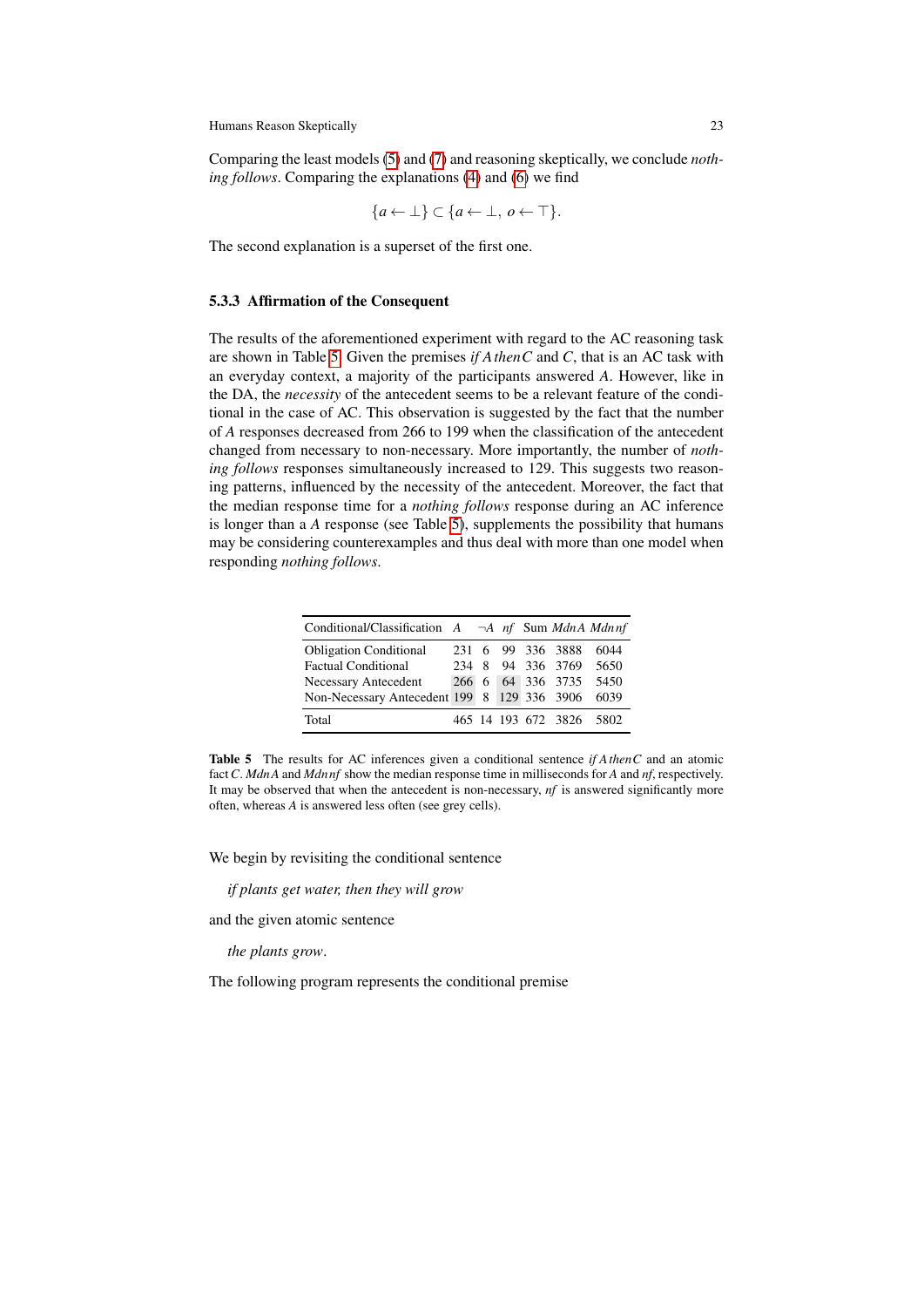Comparing the least models (5) and (7) and reasoning skeptically, we conclude *nothing follows*. Comparing the explanations (4) and (6) we find

$$\{a \leftarrow \bot\} \subset \{a \leftarrow \bot,\ o \leftarrow \top\}.$$

The second explanation is a superset of the first one.

### 5.3.3 Affirmation of the Consequent

The results of the aforementioned experiment with regard to the AC reasoning task are shown in Table 5. Given the premises *if A then C* and *C*, that is an AC task with an everyday context, a majority of the participants answered *A*. However, like in the DA, the *necessity* of the antecedent seems to be a relevant feature of the conditional in the case of AC. This observation is suggested by the fact that the number of *A* responses decreased from 266 to 199 when the classification of the antecedent changed from necessary to non-necessary. More importantly, the number of *nothing follows* responses simultaneously increased to 129. This suggests two reasoning patterns, influenced by the necessity of the antecedent. Moreover, the fact that the median response time for a *nothing follows* response during an AC inference is longer than a *A* response (see Table 5), supplements the possibility that humans may be considering counterexamples and thus deal with more than one model when responding *nothing follows*.

| Conditional/Classification | *A* | $\neg A$ | *nf* | Sum | *Mdn A* | *Mdn nf* |
|---|---|---|---|---|---|---|
| Obligation Conditional | 231 | 6 | 99 | 336 | 3888 | 6044 |
| Factual Conditional | 234 | 8 | 94 | 336 | 3769 | 5650 |
| Necessary Antecedent | 266 | 6 | 64 | 336 | 3735 | 5450 |
| Non-Necessary Antecedent | 199 | 8 | 129 | 336 | 3906 | 6039 |
| Total | 465 | 14 | 193 | 672 | 3826 | 5802 |

**Table 5** The results for AC inferences given a conditional sentence *if A then C* and an atomic fact *C*. *Mdn A* and *Mdn nf* show the median response time in milliseconds for *A* and *nf*, respectively. It may be observed that when the antecedent is non-necessary, *nf* is answered significantly more often, whereas *A* is answered less often (see grey cells).

We begin by revisiting the conditional sentence

*if plants get water, then they will grow*

and the given atomic sentence

*the plants grow*.

The following program represents the conditional premise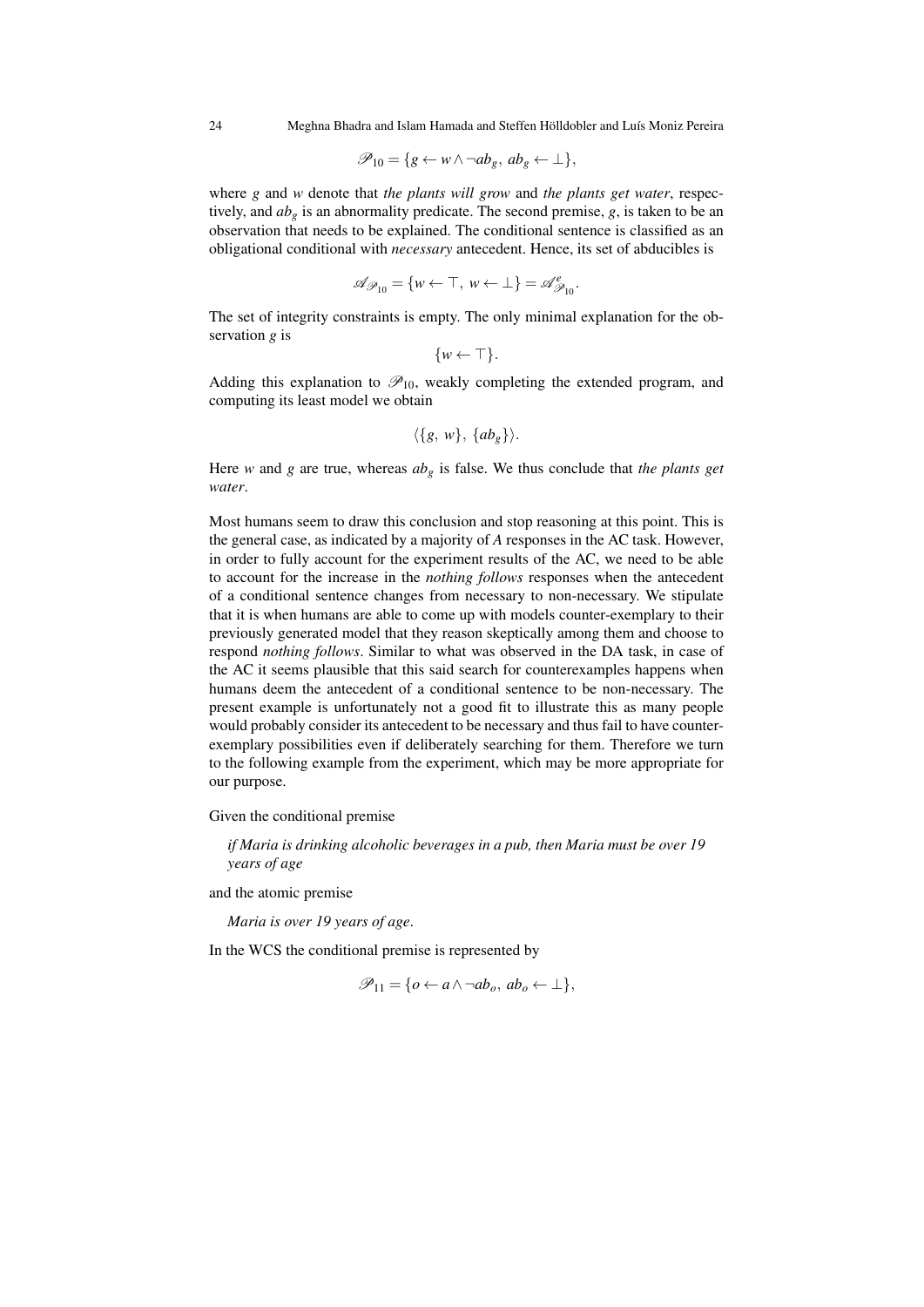$$\mathcal{P}_{10} = \{g \leftarrow w \wedge \neg ab_g,\ ab_g \leftarrow \bot\},$$

where $g$ and $w$ denote that *the plants will grow* and *the plants get water*, respectively, and $ab_g$ is an abnormality predicate. The second premise, $g$, is taken to be an observation that needs to be explained. The conditional sentence is classified as an obligational conditional with *necessary* antecedent. Hence, its set of abducibles is

$$\mathcal{A}_{\mathcal{P}_{10}} = \{w \leftarrow \top,\ w \leftarrow \bot\} = \mathcal{A}^e_{\mathcal{P}_{10}}.$$

The set of integrity constraints is empty. The only minimal explanation for the observation $g$ is

$$\{w \leftarrow \top\}.$$

Adding this explanation to $\mathcal{P}_{10}$, weakly completing the extended program, and computing its least model we obtain

$$\langle \{g,\ w\},\ \{ab_g\} \rangle.$$

Here $w$ and $g$ are true, whereas $ab_g$ is false. We thus conclude that *the plants get water*.

Most humans seem to draw this conclusion and stop reasoning at this point. This is the general case, as indicated by a majority of *A* responses in the AC task. However, in order to fully account for the experiment results of the AC, we need to be able to account for the increase in the *nothing follows* responses when the antecedent of a conditional sentence changes from necessary to non-necessary. We stipulate that it is when humans are able to come up with models counter-exemplary to their previously generated model that they reason skeptically among them and choose to respond *nothing follows*. Similar to what was observed in the DA task, in case of the AC it seems plausible that this said search for counterexamples happens when humans deem the antecedent of a conditional sentence to be non-necessary. The present example is unfortunately not a good fit to illustrate this as many people would probably consider its antecedent to be necessary and thus fail to have counter-exemplary possibilities even if deliberately searching for them. Therefore we turn to the following example from the experiment, which may be more appropriate for our purpose.

Given the conditional premise

> *if Maria is drinking alcoholic beverages in a pub, then Maria must be over 19 years of age*

and the atomic premise

> *Maria is over 19 years of age*.

In the WCS the conditional premise is represented by

$$\mathcal{P}_{11} = \{o \leftarrow a \wedge \neg ab_o,\ ab_o \leftarrow \bot\},$$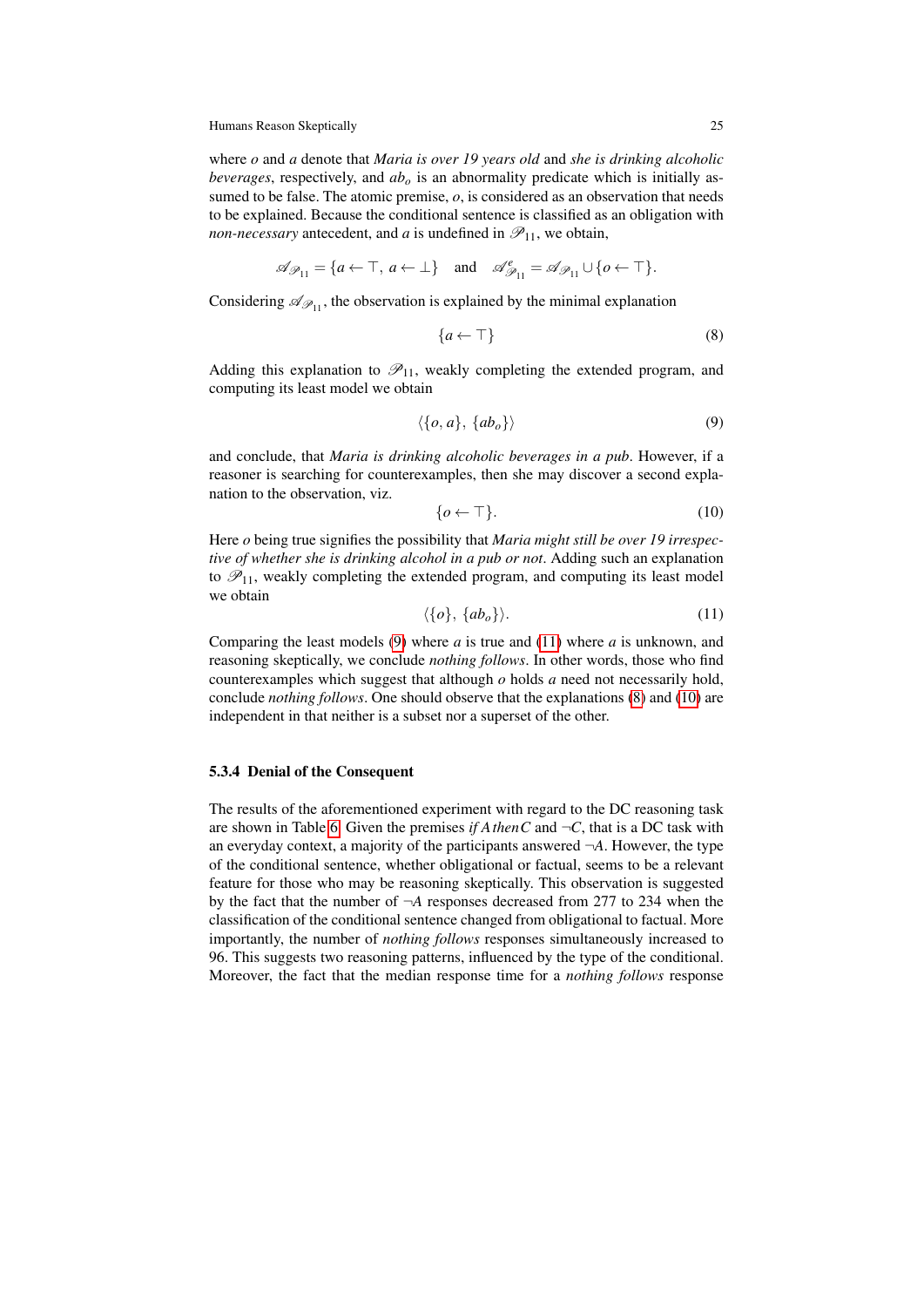where $o$ and $a$ denote that *Maria is over 19 years old* and *she is drinking alcoholic beverages*, respectively, and $ab_o$ is an abnormality predicate which is initially assumed to be false. The atomic premise, $o$, is considered as an observation that needs to be explained. Because the conditional sentence is classified as an obligation with *non-necessary* antecedent, and $a$ is undefined in $\mathscr{P}_{11}$, we obtain,

$$\mathscr{A}_{\mathscr{P}_{11}} = \{a \leftarrow \top,\ a \leftarrow \bot\} \quad \text{and} \quad \mathscr{A}^{e}_{\mathscr{P}_{11}} = \mathscr{A}_{\mathscr{P}_{11}} \cup \{o \leftarrow \top\}.$$

Considering $\mathscr{A}_{\mathscr{P}_{11}}$, the observation is explained by the minimal explanation

$$\{a \leftarrow \top\} \tag{8}$$

Adding this explanation to $\mathscr{P}_{11}$, weakly completing the extended program, and computing its least model we obtain

$$\langle \{o, a\},\ \{ab_o\} \rangle \tag{9}$$

and conclude, that *Maria is drinking alcoholic beverages in a pub*. However, if a reasoner is searching for counterexamples, then she may discover a second explanation to the observation, viz.

$$\{o \leftarrow \top\}. \tag{10}$$

Here $o$ being true signifies the possibility that *Maria might still be over 19 irrespective of whether she is drinking alcohol in a pub or not*. Adding such an explanation to $\mathscr{P}_{11}$, weakly completing the extended program, and computing its least model we obtain

$$\langle \{o\},\ \{ab_o\} \rangle. \tag{11}$$

Comparing the least models (9) where $a$ is true and (11) where $a$ is unknown, and reasoning skeptically, we conclude *nothing follows*. In other words, those who find counterexamples which suggest that although $o$ holds $a$ need not necessarily hold, conclude *nothing follows*. One should observe that the explanations (8) and (10) are independent in that neither is a subset nor a superset of the other.

#### 5.3.4 Denial of the Consequent

The results of the aforementioned experiment with regard to the DC reasoning task are shown in Table 6. Given the premises *if A then C* and $\neg C$, that is a DC task with an everyday context, a majority of the participants answered $\neg A$. However, the type of the conditional sentence, whether obligational or factual, seems to be a relevant feature for those who may be reasoning skeptically. This observation is suggested by the fact that the number of $\neg A$ responses decreased from 277 to 234 when the classification of the conditional sentence changed from obligational to factual. More importantly, the number of *nothing follows* responses simultaneously increased to 96. This suggests two reasoning patterns, influenced by the type of the conditional. Moreover, the fact that the median response time for a *nothing follows* response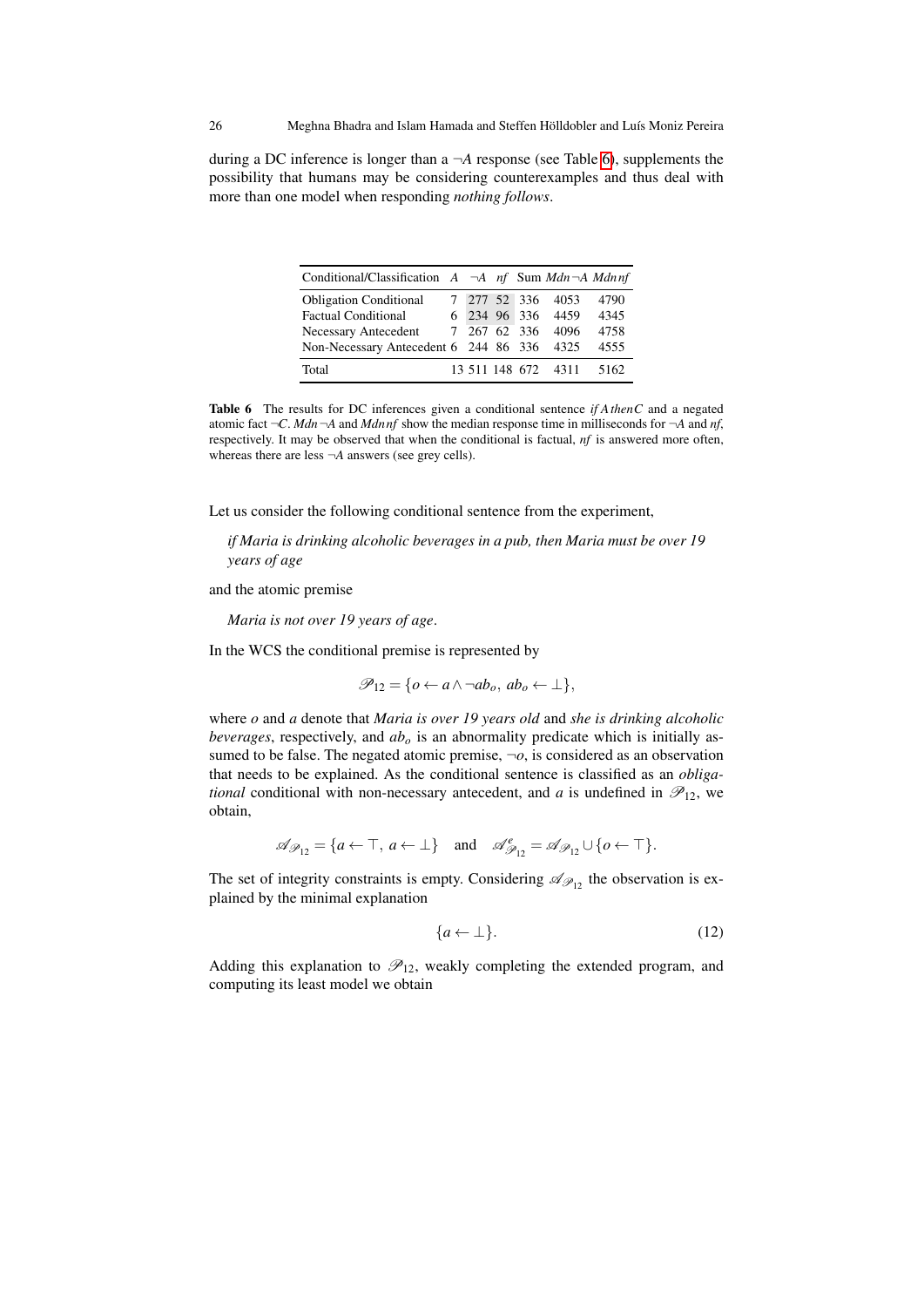during a DC inference is longer than a $\neg A$ response (see Table 6), supplements the possibility that humans may be considering counterexamples and thus deal with more than one model when responding *nothing follows*.

| Conditional/Classification | $A$ | $\neg A$ | $nf$ | Sum | $Mdn\neg A$ | $Mdn\,nf$ |
|---|---|---|---|---|---|---|
| Obligation Conditional | 7 | 277 | 52 | 336 | 4053 | 4790 |
| Factual Conditional | 6 | 234 | 96 | 336 | 4459 | 4345 |
| Necessary Antecedent | 7 | 267 | 62 | 336 | 4096 | 4758 |
| Non-Necessary Antecedent | 6 | 244 | 86 | 336 | 4325 | 4555 |
| Total | 13 | 511 | 148 | 672 | 4311 | 5162 |

**Table 6** The results for DC inferences given a conditional sentence *if A then C* and a negated atomic fact $\neg C$. $Mdn\neg A$ and $Mdn\,nf$ show the median response time in milliseconds for $\neg A$ and *nf*, respectively. It may be observed that when the conditional is factual, *nf* is answered more often, whereas there are less $\neg A$ answers (see grey cells).

Let us consider the following conditional sentence from the experiment,

> *if Maria is drinking alcoholic beverages in a pub, then Maria must be over 19 years of age*

and the atomic premise

> *Maria is not over 19 years of age*.

In the WCS the conditional premise is represented by

$$\mathscr{P}_{12} = \{o \leftarrow a \wedge \neg ab_o,\ ab_o \leftarrow \bot\},$$

where $o$ and $a$ denote that *Maria is over 19 years old* and *she is drinking alcoholic beverages*, respectively, and $ab_o$ is an abnormality predicate which is initially assumed to be false. The negated atomic premise, $\neg o$, is considered as an observation that needs to be explained. As the conditional sentence is classified as an *obligational* conditional with non-necessary antecedent, and $a$ is undefined in $\mathscr{P}_{12}$, we obtain,

$$\mathscr{A}_{\mathscr{P}_{12}} = \{a \leftarrow \top,\ a \leftarrow \bot\} \quad \text{and} \quad \mathscr{A}^e_{\mathscr{P}_{12}} = \mathscr{A}_{\mathscr{P}_{12}} \cup \{o \leftarrow \top\}.$$

The set of integrity constraints is empty. Considering $\mathscr{A}_{\mathscr{P}_{12}}$ the observation is explained by the minimal explanation

$$\{a \leftarrow \bot\}. \tag{12}$$

Adding this explanation to $\mathscr{P}_{12}$, weakly completing the extended program, and computing its least model we obtain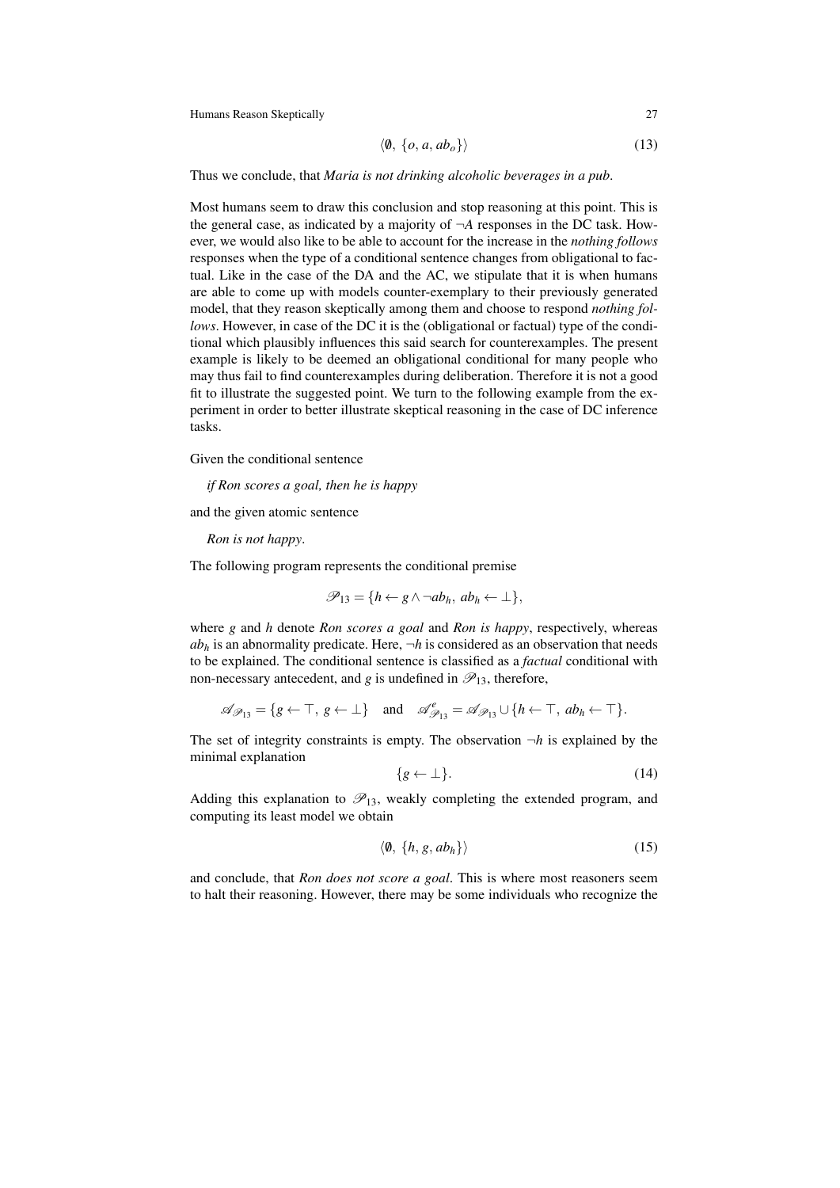$$\langle \emptyset, \{o, a, ab_o\} \rangle \tag{13}$$

Thus we conclude, that *Maria is not drinking alcoholic beverages in a pub*.

Most humans seem to draw this conclusion and stop reasoning at this point. This is the general case, as indicated by a majority of $\neg A$ responses in the DC task. However, we would also like to be able to account for the increase in the *nothing follows* responses when the type of a conditional sentence changes from obligational to factual. Like in the case of the DA and the AC, we stipulate that it is when humans are able to come up with models counter-exemplary to their previously generated model, that they reason skeptically among them and choose to respond *nothing follows*. However, in case of the DC it is the (obligational or factual) type of the conditional which plausibly influences this said search for counterexamples. The present example is likely to be deemed an obligational conditional for many people who may thus fail to find counterexamples during deliberation. Therefore it is not a good fit to illustrate the suggested point. We turn to the following example from the experiment in order to better illustrate skeptical reasoning in the case of DC inference tasks.

Given the conditional sentence

*if Ron scores a goal, then he is happy*

and the given atomic sentence

*Ron is not happy*.

The following program represents the conditional premise

$$\mathscr{P}_{13} = \{h \leftarrow g \wedge \neg ab_h,\ ab_h \leftarrow \bot\},$$

where $g$ and $h$ denote *Ron scores a goal* and *Ron is happy*, respectively, whereas $ab_h$ is an abnormality predicate. Here, $\neg h$ is considered as an observation that needs to be explained. The conditional sentence is classified as a *factual* conditional with non-necessary antecedent, and $g$ is undefined in $\mathscr{P}_{13}$, therefore,

$$\mathscr{A}_{\mathscr{P}_{13}} = \{g \leftarrow \top,\ g \leftarrow \bot\} \quad \text{and} \quad \mathscr{A}^e_{\mathscr{P}_{13}} = \mathscr{A}_{\mathscr{P}_{13}} \cup \{h \leftarrow \top,\ ab_h \leftarrow \top\}.$$

The set of integrity constraints is empty. The observation $\neg h$ is explained by the minimal explanation

$$\{g \leftarrow \bot\}. \tag{14}$$

Adding this explanation to $\mathscr{P}_{13}$, weakly completing the extended program, and computing its least model we obtain

$$\langle \emptyset, \{h, g, ab_h\} \rangle \tag{15}$$

and conclude, that *Ron does not score a goal*. This is where most reasoners seem to halt their reasoning. However, there may be some individuals who recognize the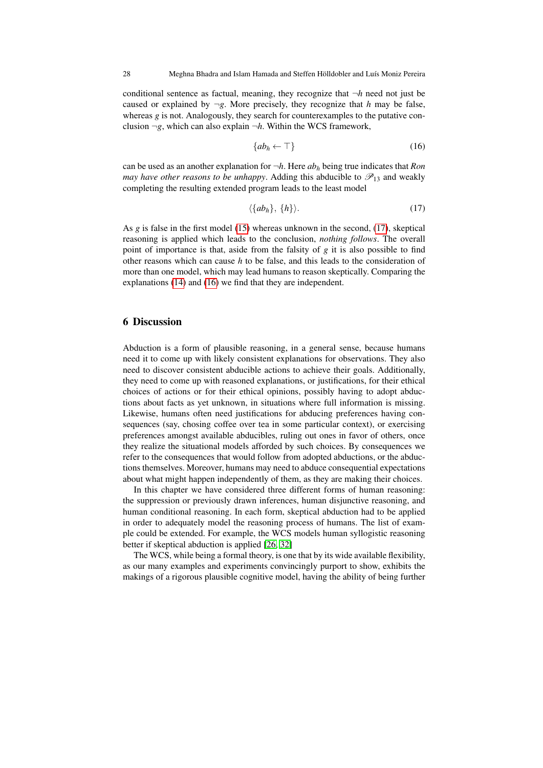conditional sentence as factual, meaning, they recognize that $\neg h$ need not just be caused or explained by $\neg g$. More precisely, they recognize that $h$ may be false, whereas $g$ is not. Analogously, they search for counterexamples to the putative conclusion $\neg g$, which can also explain $\neg h$. Within the WCS framework,

$$\{ab_h \leftarrow \top\} \tag{16}$$

can be used as an another explanation for $\neg h$. Here $ab_h$ being true indicates that *Ron may have other reasons to be unhappy*. Adding this abducible to $\mathscr{P}_{13}$ and weakly completing the resulting extended program leads to the least model

$$\langle \{ab_h\},\ \{h\} \rangle. \tag{17}$$

As $g$ is false in the first model (15) whereas unknown in the second, (17), skeptical reasoning is applied which leads to the conclusion, *nothing follows*. The overall point of importance is that, aside from the falsity of $g$ it is also possible to find other reasons which can cause $h$ to be false, and this leads to the consideration of more than one model, which may lead humans to reason skeptically. Comparing the explanations (14) and (16) we find that they are independent.

## 6 Discussion

Abduction is a form of plausible reasoning, in a general sense, because humans need it to come up with likely consistent explanations for observations. They also need to discover consistent abducible actions to achieve their goals. Additionally, they need to come up with reasoned explanations, or justifications, for their ethical choices of actions or for their ethical opinions, possibly having to adopt abductions about facts as yet unknown, in situations where full information is missing. Likewise, humans often need justifications for abducing preferences having consequences (say, chosing coffee over tea in some particular context), or exercising preferences amongst available abducibles, ruling out ones in favor of others, once they realize the situational models afforded by such choices. By consequences we refer to the consequences that would follow from adopted abductions, or the abductions themselves. Moreover, humans may need to abduce consequential expectations about what might happen independently of them, as they are making their choices.

In this chapter we have considered three different forms of human reasoning: the suppression or previously drawn inferences, human disjunctive reasoning, and human conditional reasoning. In each form, skeptical abduction had to be applied in order to adequately model the reasoning process of humans. The list of example could be extended. For example, the WCS models human syllogistic reasoning better if skeptical abduction is applied [26, 32]

The WCS, while being a formal theory, is one that by its wide available flexibility, as our many examples and experiments convincingly purport to show, exhibits the makings of a rigorous plausible cognitive model, having the ability of being further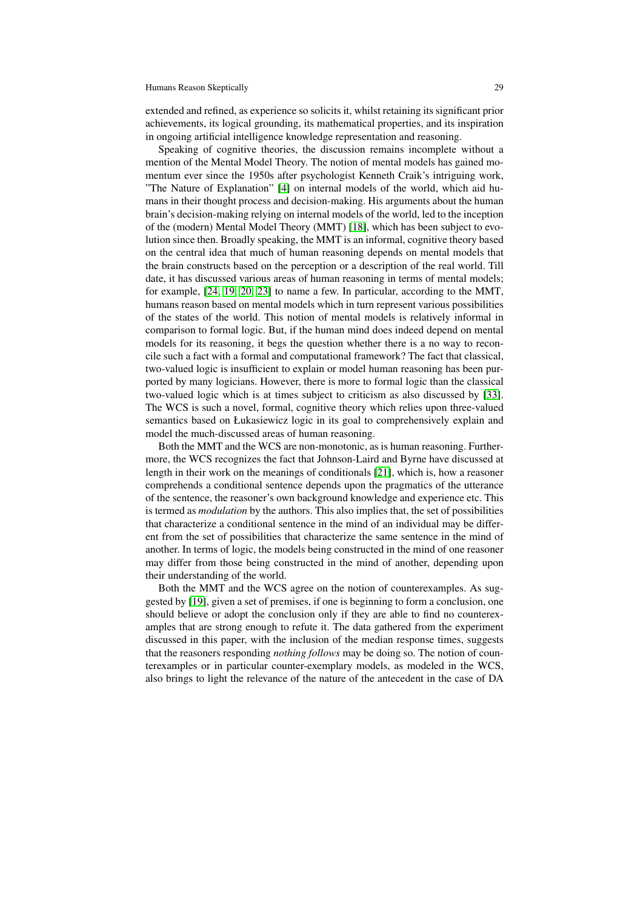extended and refined, as experience so solicits it, whilst retaining its significant prior achievements, its logical grounding, its mathematical properties, and its inspiration in ongoing artificial intelligence knowledge representation and reasoning.

Speaking of cognitive theories, the discussion remains incomplete without a mention of the Mental Model Theory. The notion of mental models has gained momentum ever since the 1950s after psychologist Kenneth Craik's intriguing work, "The Nature of Explanation" [4] on internal models of the world, which aid humans in their thought process and decision-making. His arguments about the human brain's decision-making relying on internal models of the world, led to the inception of the (modern) Mental Model Theory (MMT) [18], which has been subject to evolution since then. Broadly speaking, the MMT is an informal, cognitive theory based on the central idea that much of human reasoning depends on mental models that the brain constructs based on the perception or a description of the real world. Till date, it has discussed various areas of human reasoning in terms of mental models; for example, [24, 19, 20, 23] to name a few. In particular, according to the MMT, humans reason based on mental models which in turn represent various possibilities of the states of the world. This notion of mental models is relatively informal in comparison to formal logic. But, if the human mind does indeed depend on mental models for its reasoning, it begs the question whether there is a no way to reconcile such a fact with a formal and computational framework? The fact that classical, two-valued logic is insufficient to explain or model human reasoning has been purported by many logicians. However, there is more to formal logic than the classical two-valued logic which is at times subject to criticism as also discussed by [33]. The WCS is such a novel, formal, cognitive theory which relies upon three-valued semantics based on Łukasiewicz logic in its goal to comprehensively explain and model the much-discussed areas of human reasoning.

Both the MMT and the WCS are non-monotonic, as is human reasoning. Furthermore, the WCS recognizes the fact that Johnson-Laird and Byrne have discussed at length in their work on the meanings of conditionals [21], which is, how a reasoner comprehends a conditional sentence depends upon the pragmatics of the utterance of the sentence, the reasoner's own background knowledge and experience etc. This is termed as *modulation* by the authors. This also implies that, the set of possibilities that characterize a conditional sentence in the mind of an individual may be different from the set of possibilities that characterize the same sentence in the mind of another. In terms of logic, the models being constructed in the mind of one reasoner may differ from those being constructed in the mind of another, depending upon their understanding of the world.

Both the MMT and the WCS agree on the notion of counterexamples. As suggested by [19], given a set of premises, if one is beginning to form a conclusion, one should believe or adopt the conclusion only if they are able to find no counterexamples that are strong enough to refute it. The data gathered from the experiment discussed in this paper, with the inclusion of the median response times, suggests that the reasoners responding *nothing follows* may be doing so. The notion of counterexamples or in particular counter-exemplary models, as modeled in the WCS, also brings to light the relevance of the nature of the antecedent in the case of DA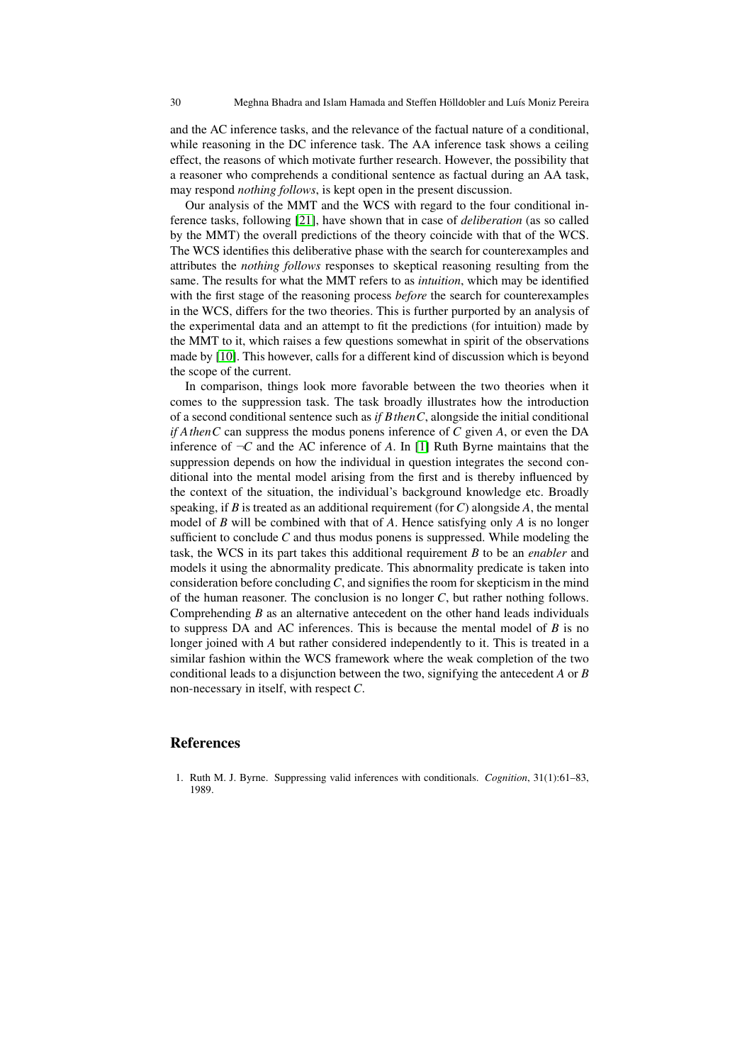and the AC inference tasks, and the relevance of the factual nature of a conditional, while reasoning in the DC inference task. The AA inference task shows a ceiling effect, the reasons of which motivate further research. However, the possibility that a reasoner who comprehends a conditional sentence as factual during an AA task, may respond *nothing follows*, is kept open in the present discussion.

Our analysis of the MMT and the WCS with regard to the four conditional inference tasks, following [21], have shown that in case of *deliberation* (as so called by the MMT) the overall predictions of the theory coincide with that of the WCS. The WCS identifies this deliberative phase with the search for counterexamples and attributes the *nothing follows* responses to skeptical reasoning resulting from the same. The results for what the MMT refers to as *intuition*, which may be identified with the first stage of the reasoning process *before* the search for counterexamples in the WCS, differs for the two theories. This is further purported by an analysis of the experimental data and an attempt to fit the predictions (for intuition) made by the MMT to it, which raises a few questions somewhat in spirit of the observations made by [10]. This however, calls for a different kind of discussion which is beyond the scope of the current.

In comparison, things look more favorable between the two theories when it comes to the suppression task. The task broadly illustrates how the introduction of a second conditional sentence such as *if $B$ then $C$*, alongside the initial conditional *if $A$ then $C$* can suppress the modus ponens inference of $C$ given $A$, or even the DA inference of $\neg C$ and the AC inference of $A$. In [1] Ruth Byrne maintains that the suppression depends on how the individual in question integrates the second conditional into the mental model arising from the first and is thereby influenced by the context of the situation, the individual's background knowledge etc. Broadly speaking, if $B$ is treated as an additional requirement (for $C$) alongside $A$, the mental model of $B$ will be combined with that of $A$. Hence satisfying only $A$ is no longer sufficient to conclude $C$ and thus modus ponens is suppressed. While modeling the task, the WCS in its part takes this additional requirement $B$ to be an *enabler* and models it using the abnormality predicate. This abnormality predicate is taken into consideration before concluding $C$, and signifies the room for skepticism in the mind of the human reasoner. The conclusion is no longer $C$, but rather nothing follows. Comprehending $B$ as an alternative antecedent on the other hand leads individuals to suppress DA and AC inferences. This is because the mental model of $B$ is no longer joined with $A$ but rather considered independently to it. This is treated in a similar fashion within the WCS framework where the weak completion of the two conditional leads to a disjunction between the two, signifying the antecedent $A$ or $B$ non-necessary in itself, with respect $C$.

## References

1. Ruth M. J. Byrne. Suppressing valid inferences with conditionals. *Cognition*, 31(1):61–83, 1989.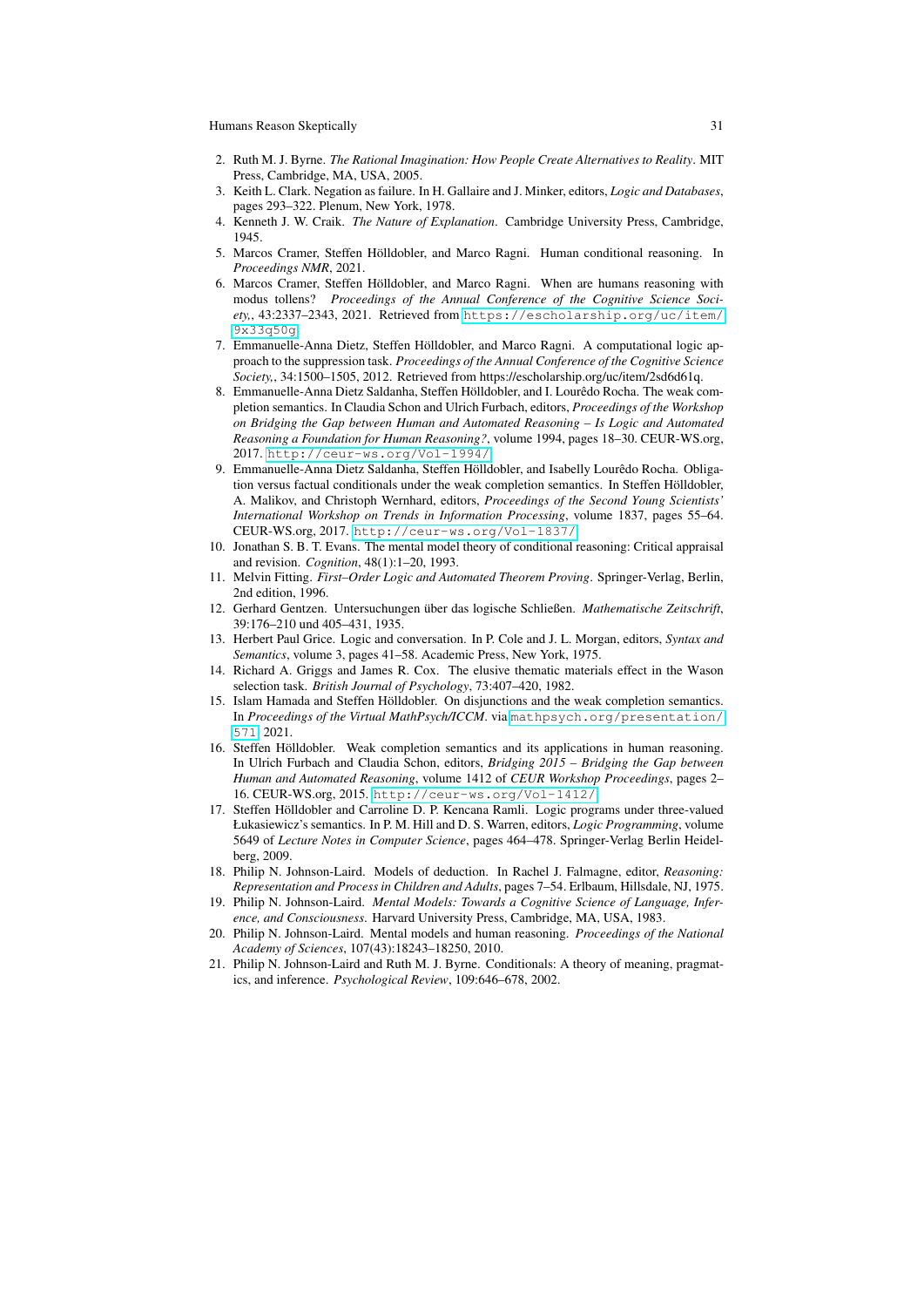2. Ruth M. J. Byrne. *The Rational Imagination: How People Create Alternatives to Reality*. MIT Press, Cambridge, MA, USA, 2005.
3. Keith L. Clark. Negation as failure. In H. Gallaire and J. Minker, editors, *Logic and Databases*, pages 293–322. Plenum, New York, 1978.
4. Kenneth J. W. Craik. *The Nature of Explanation*. Cambridge University Press, Cambridge, 1945.
5. Marcos Cramer, Steffen Hölldobler, and Marco Ragni. Human conditional reasoning. In *Proceedings NMR*, 2021.
6. Marcos Cramer, Steffen Hölldobler, and Marco Ragni. When are humans reasoning with modus tollens? *Proceedings of the Annual Conference of the Cognitive Science Society,*, 43:2337–2343, 2021. Retrieved from https://escholarship.org/uc/item/9x33q50g
7. Emmanuelle-Anna Dietz, Steffen Hölldobler, and Marco Ragni. A computational logic approach to the suppression task. *Proceedings of the Annual Conference of the Cognitive Science Society,*, 34:1500–1505, 2012. Retrieved from https://escholarship.org/uc/item/2sd6d61q.
8. Emmanuelle-Anna Dietz Saldanha, Steffen Hölldobler, and I. Lourêdo Rocha. The weak completion semantics. In Claudia Schon and Ulrich Furbach, editors, *Proceedings of the Workshop on Bridging the Gap between Human and Automated Reasoning – Is Logic and Automated Reasoning a Foundation for Human Reasoning?*, volume 1994, pages 18–30. CEUR-WS.org, 2017. http://ceur-ws.org/Vol-1994/
9. Emmanuelle-Anna Dietz Saldanha, Steffen Hölldobler, and Isabelly Lourêdo Rocha. Obligation versus factual conditionals under the weak completion semantics. In Steffen Hölldobler, A. Malikov, and Christoph Wernhard, editors, *Proceedings of the Second Young Scientists' International Workshop on Trends in Information Processing*, volume 1837, pages 55–64. CEUR-WS.org, 2017. http://ceur-ws.org/Vol-1837/
10. Jonathan S. B. T. Evans. The mental model theory of conditional reasoning: Critical appraisal and revision. *Cognition*, 48(1):1–20, 1993.
11. Melvin Fitting. *First–Order Logic and Automated Theorem Proving*. Springer-Verlag, Berlin, 2nd edition, 1996.
12. Gerhard Gentzen. Untersuchungen über das logische Schließen. *Mathematische Zeitschrift*, 39:176–210 und 405–431, 1935.
13. Herbert Paul Grice. Logic and conversation. In P. Cole and J. L. Morgan, editors, *Syntax and Semantics*, volume 3, pages 41–58. Academic Press, New York, 1975.
14. Richard A. Griggs and James R. Cox. The elusive thematic materials effect in the Wason selection task. *British Journal of Psychology*, 73:407–420, 1982.
15. Islam Hamada and Steffen Hölldobler. On disjunctions and the weak completion semantics. In *Proceedings of the Virtual MathPsych/ICCM*. via mathpsych.org/presentation/571, 2021.
16. Steffen Hölldobler. Weak completion semantics and its applications in human reasoning. In Ulrich Furbach and Claudia Schon, editors, *Bridging 2015 – Bridging the Gap between Human and Automated Reasoning*, volume 1412 of *CEUR Workshop Proceedings*, pages 2–16. CEUR-WS.org, 2015. http://ceur-ws.org/Vol-1412/
17. Steffen Hölldobler and Carroline D. P. Kencana Ramli. Logic programs under three-valued Łukasiewicz's semantics. In P. M. Hill and D. S. Warren, editors, *Logic Programming*, volume 5649 of *Lecture Notes in Computer Science*, pages 464–478. Springer-Verlag Berlin Heidelberg, 2009.
18. Philip N. Johnson-Laird. Models of deduction. In Rachel J. Falmagne, editor, *Reasoning: Representation and Process in Children and Adults*, pages 7–54. Erlbaum, Hillsdale, NJ, 1975.
19. Philip N. Johnson-Laird. *Mental Models: Towards a Cognitive Science of Language, Inference, and Consciousness*. Harvard University Press, Cambridge, MA, USA, 1983.
20. Philip N. Johnson-Laird. Mental models and human reasoning. *Proceedings of the National Academy of Sciences*, 107(43):18243–18250, 2010.
21. Philip N. Johnson-Laird and Ruth M. J. Byrne. Conditionals: A theory of meaning, pragmatics, and inference. *Psychological Review*, 109:646–678, 2002.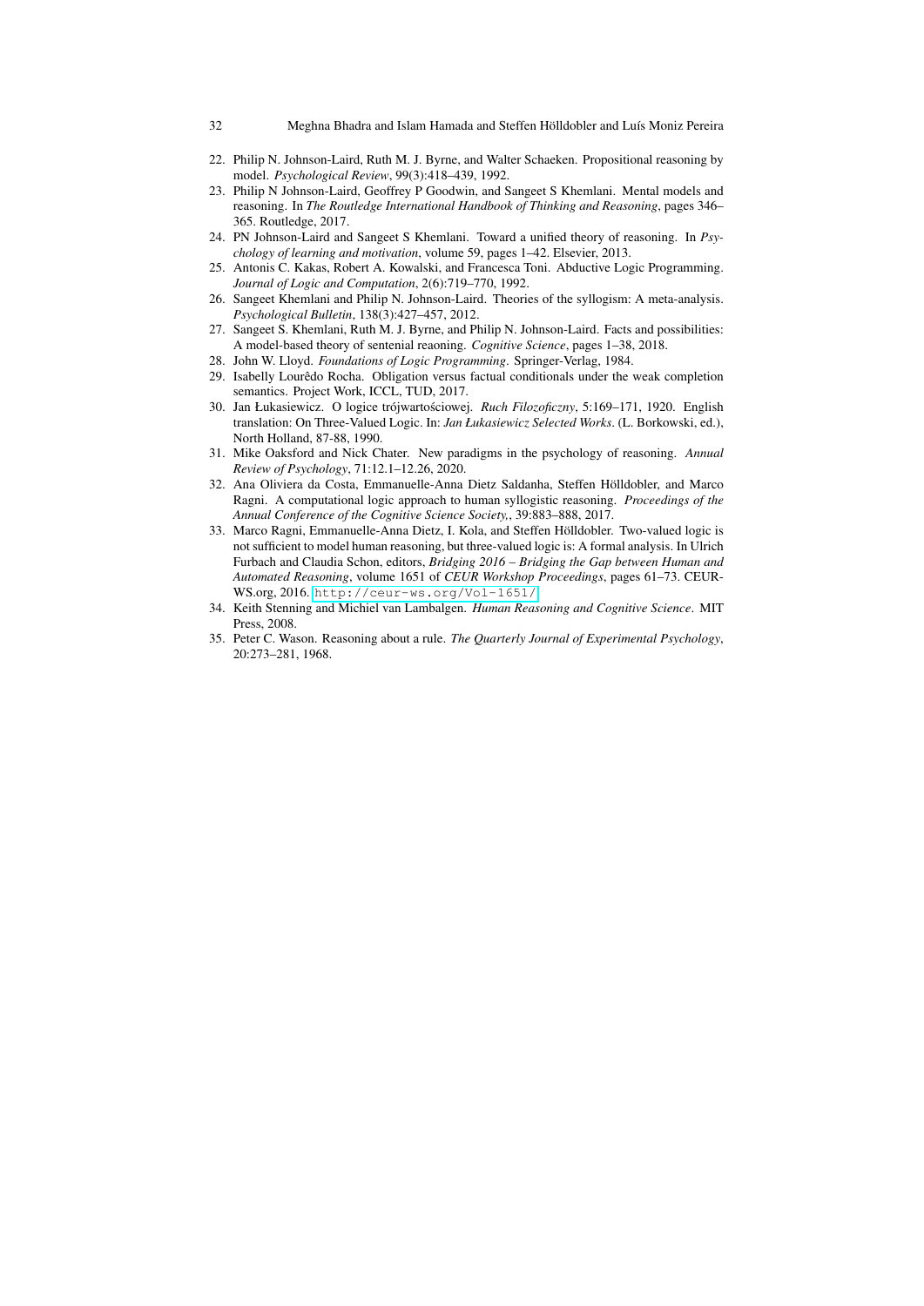22. Philip N. Johnson-Laird, Ruth M. J. Byrne, and Walter Schaeken. Propositional reasoning by model. *Psychological Review*, 99(3):418–439, 1992.
23. Philip N Johnson-Laird, Geoffrey P Goodwin, and Sangeet S Khemlani. Mental models and reasoning. In *The Routledge International Handbook of Thinking and Reasoning*, pages 346–365. Routledge, 2017.
24. PN Johnson-Laird and Sangeet S Khemlani. Toward a unified theory of reasoning. In *Psychology of learning and motivation*, volume 59, pages 1–42. Elsevier, 2013.
25. Antonis C. Kakas, Robert A. Kowalski, and Francesca Toni. Abductive Logic Programming. *Journal of Logic and Computation*, 2(6):719–770, 1992.
26. Sangeet Khemlani and Philip N. Johnson-Laird. Theories of the syllogism: A meta-analysis. *Psychological Bulletin*, 138(3):427–457, 2012.
27. Sangeet S. Khemlani, Ruth M. J. Byrne, and Philip N. Johnson-Laird. Facts and possibilities: A model-based theory of sentenial reaoning. *Cognitive Science*, pages 1–38, 2018.
28. John W. Lloyd. *Foundations of Logic Programming*. Springer-Verlag, 1984.
29. Isabelly Lourêdo Rocha. Obligation versus factual conditionals under the weak completion semantics. Project Work, ICCL, TUD, 2017.
30. Jan Łukasiewicz. O logice trójwartościowej. *Ruch Filozoficzny*, 5:169–171, 1920. English translation: On Three-Valued Logic. In: *Jan Łukasiewicz Selected Works*. (L. Borkowski, ed.), North Holland, 87-88, 1990.
31. Mike Oaksford and Nick Chater. New paradigms in the psychology of reasoning. *Annual Review of Psychology*, 71:12.1–12.26, 2020.
32. Ana Oliviera da Costa, Emmanuelle-Anna Dietz Saldanha, Steffen Hölldobler, and Marco Ragni. A computational logic approach to human syllogistic reasoning. *Proceedings of the Annual Conference of the Cognitive Science Society,*, 39:883–888, 2017.
33. Marco Ragni, Emmanuelle-Anna Dietz, I. Kola, and Steffen Hölldobler. Two-valued logic is not sufficient to model human reasoning, but three-valued logic is: A formal analysis. In Ulrich Furbach and Claudia Schon, editors, *Bridging 2016 – Bridging the Gap between Human and Automated Reasoning*, volume 1651 of *CEUR Workshop Proceedings*, pages 61–73. CEUR-WS.org, 2016. http://ceur-ws.org/Vol-1651/.
34. Keith Stenning and Michiel van Lambalgen. *Human Reasoning and Cognitive Science*. MIT Press, 2008.
35. Peter C. Wason. Reasoning about a rule. *The Quarterly Journal of Experimental Psychology*, 20:273–281, 1968.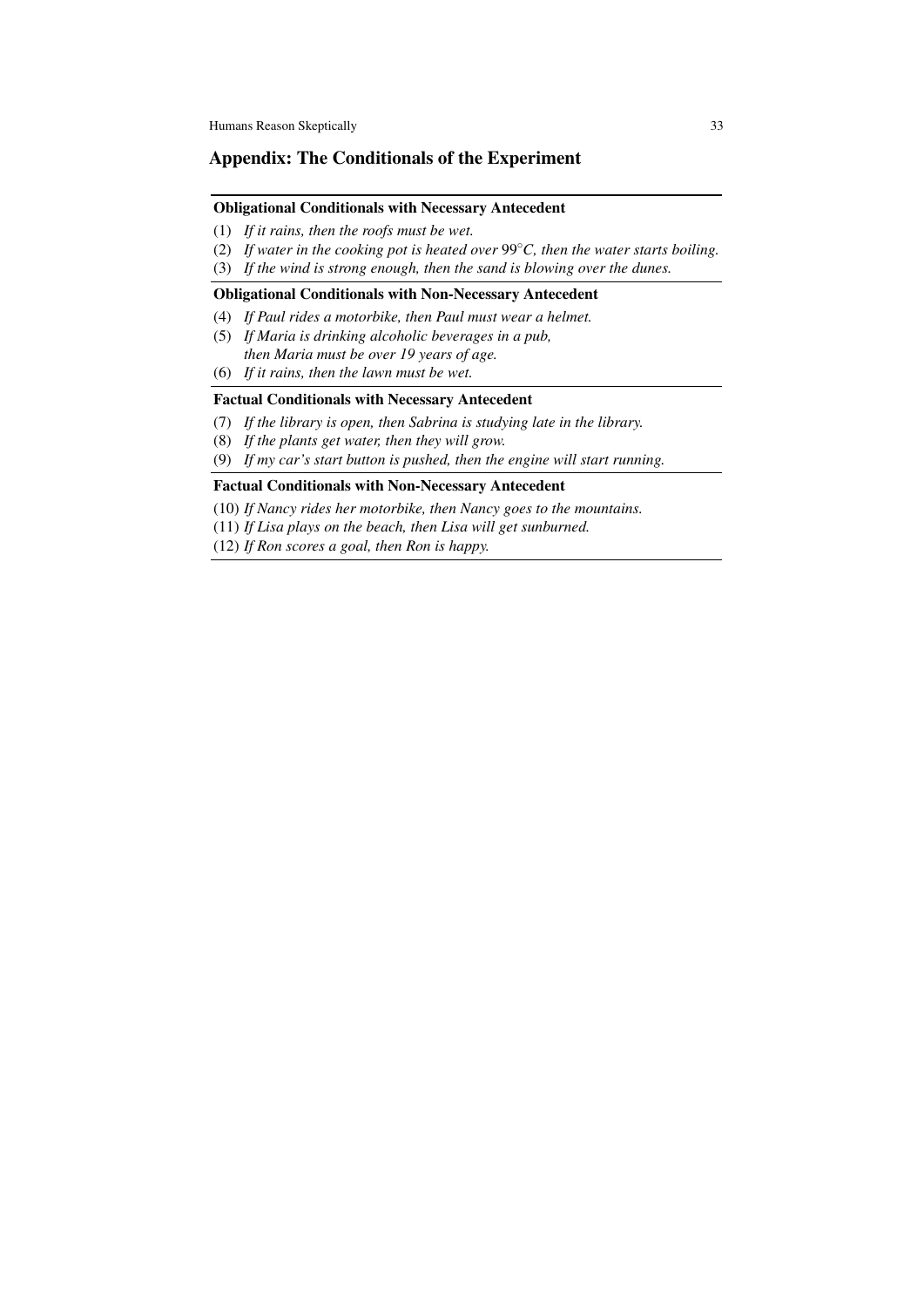## Appendix: The Conditionals of the Experiment

**Obligational Conditionals with Necessary Antecedent**

(1) *If it rains, then the roofs must be wet.*
(2) *If water in the cooking pot is heated over* 99°*C, then the water starts boiling.*
(3) *If the wind is strong enough, then the sand is blowing over the dunes.*

**Obligational Conditionals with Non-Necessary Antecedent**

(4) *If Paul rides a motorbike, then Paul must wear a helmet.*
(5) *If Maria is drinking alcoholic beverages in a pub, then Maria must be over 19 years of age.*
(6) *If it rains, then the lawn must be wet.*

**Factual Conditionals with Necessary Antecedent**

(7) *If the library is open, then Sabrina is studying late in the library.*
(8) *If the plants get water, then they will grow.*
(9) *If my car's start button is pushed, then the engine will start running.*

**Factual Conditionals with Non-Necessary Antecedent**

(10) *If Nancy rides her motorbike, then Nancy goes to the mountains.*
(11) *If Lisa plays on the beach, then Lisa will get sunburned.*
(12) *If Ron scores a goal, then Ron is happy.*